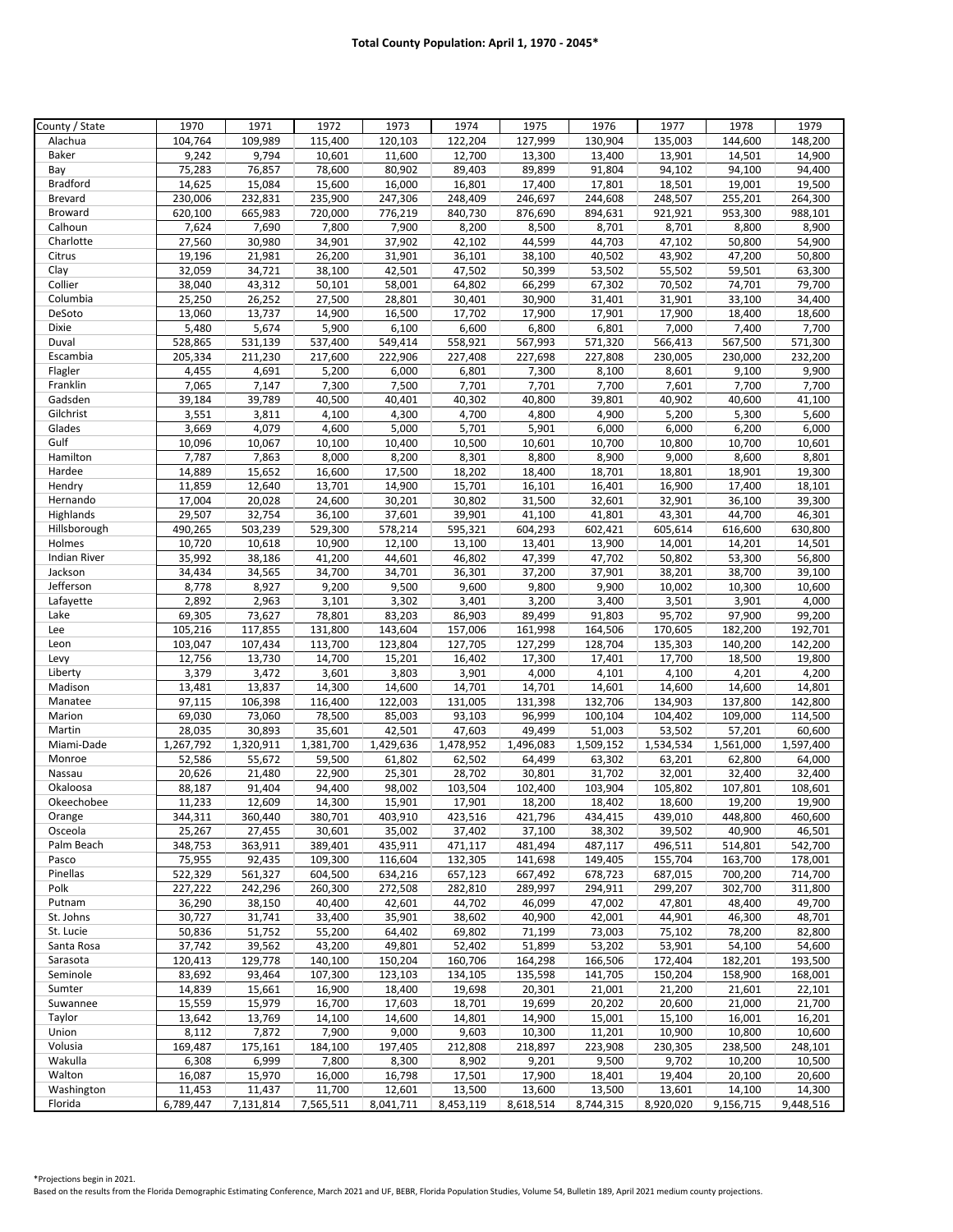**Total County Population: April 1, 1970 - 2045***

| County / State | 1970 | 1971 | 1972 | 1973 | 1974 | 1975 | 1976 | 1977 | 1978 | 1979 |
|---|---|---|---|---|---|---|---|---|---|---|
| Alachua | 104,764 | 109,989 | 115,400 | 120,103 | 122,204 | 127,999 | 130,904 | 135,003 | 144,600 | 148,200 |
| Baker | 9,242 | 9,794 | 10,601 | 11,600 | 12,700 | 13,300 | 13,400 | 13,901 | 14,501 | 14,900 |
| Bay | 75,283 | 76,857 | 78,600 | 80,902 | 89,403 | 89,899 | 91,804 | 94,102 | 94,100 | 94,400 |
| Bradford | 14,625 | 15,084 | 15,600 | 16,000 | 16,801 | 17,400 | 17,801 | 18,501 | 19,001 | 19,500 |
| Brevard | 230,006 | 232,831 | 235,900 | 247,306 | 248,409 | 246,697 | 244,608 | 248,507 | 255,201 | 264,300 |
| Broward | 620,100 | 665,983 | 720,000 | 776,219 | 840,730 | 876,690 | 894,631 | 921,921 | 953,300 | 988,101 |
| Calhoun | 7,624 | 7,690 | 7,800 | 7,900 | 8,200 | 8,500 | 8,701 | 8,701 | 8,800 | 8,900 |
| Charlotte | 27,560 | 30,980 | 34,901 | 37,902 | 42,102 | 44,599 | 44,703 | 47,102 | 50,800 | 54,900 |
| Citrus | 19,196 | 21,981 | 26,200 | 31,901 | 36,101 | 38,100 | 40,502 | 43,902 | 47,200 | 50,800 |
| Clay | 32,059 | 34,721 | 38,100 | 42,501 | 47,502 | 50,399 | 53,502 | 55,502 | 59,501 | 63,300 |
| Collier | 38,040 | 43,312 | 50,101 | 58,001 | 64,802 | 66,299 | 67,302 | 70,502 | 74,701 | 79,700 |
| Columbia | 25,250 | 26,252 | 27,500 | 28,801 | 30,401 | 30,900 | 31,401 | 31,901 | 33,100 | 34,400 |
| DeSoto | 13,060 | 13,737 | 14,900 | 16,500 | 17,702 | 17,900 | 17,901 | 17,900 | 18,400 | 18,600 |
| Dixie | 5,480 | 5,674 | 5,900 | 6,100 | 6,600 | 6,800 | 6,801 | 7,000 | 7,400 | 7,700 |
| Duval | 528,865 | 531,139 | 537,400 | 549,414 | 558,921 | 567,993 | 571,320 | 566,413 | 567,500 | 571,300 |
| Escambia | 205,334 | 211,230 | 217,600 | 222,906 | 227,408 | 227,698 | 227,808 | 230,005 | 230,000 | 232,200 |
| Flagler | 4,455 | 4,691 | 5,200 | 6,000 | 6,801 | 7,300 | 8,100 | 8,601 | 9,100 | 9,900 |
| Franklin | 7,065 | 7,147 | 7,300 | 7,500 | 7,701 | 7,701 | 7,700 | 7,601 | 7,700 | 7,700 |
| Gadsden | 39,184 | 39,789 | 40,500 | 40,401 | 40,302 | 40,800 | 39,801 | 40,902 | 40,600 | 41,100 |
| Gilchrist | 3,551 | 3,811 | 4,100 | 4,300 | 4,700 | 4,800 | 4,900 | 5,200 | 5,300 | 5,600 |
| Glades | 3,669 | 4,079 | 4,600 | 5,000 | 5,701 | 5,901 | 6,000 | 6,000 | 6,200 | 6,000 |
| Gulf | 10,096 | 10,067 | 10,100 | 10,400 | 10,500 | 10,601 | 10,700 | 10,800 | 10,700 | 10,601 |
| Hamilton | 7,787 | 7,863 | 8,000 | 8,200 | 8,301 | 8,800 | 8,900 | 9,000 | 8,600 | 8,801 |
| Hardee | 14,889 | 15,652 | 16,600 | 17,500 | 18,202 | 18,400 | 18,701 | 18,801 | 18,901 | 19,300 |
| Hendry | 11,859 | 12,640 | 13,701 | 14,900 | 15,701 | 16,101 | 16,401 | 16,900 | 17,400 | 18,101 |
| Hernando | 17,004 | 20,028 | 24,600 | 30,201 | 30,802 | 31,500 | 32,601 | 32,901 | 36,100 | 39,300 |
| Highlands | 29,507 | 32,754 | 36,100 | 37,601 | 39,901 | 41,100 | 41,801 | 43,301 | 44,700 | 46,301 |
| Hillsborough | 490,265 | 503,239 | 529,300 | 578,214 | 595,321 | 604,293 | 602,421 | 605,614 | 616,600 | 630,800 |
| Holmes | 10,720 | 10,618 | 10,900 | 12,100 | 13,100 | 13,401 | 13,900 | 14,001 | 14,201 | 14,501 |
| Indian River | 35,992 | 38,186 | 41,200 | 44,601 | 46,802 | 47,399 | 47,702 | 50,802 | 53,300 | 56,800 |
| Jackson | 34,434 | 34,565 | 34,700 | 34,701 | 36,301 | 37,200 | 37,901 | 38,201 | 38,700 | 39,100 |
| Jefferson | 8,778 | 8,927 | 9,200 | 9,500 | 9,600 | 9,800 | 9,900 | 10,002 | 10,300 | 10,600 |
| Lafayette | 2,892 | 2,963 | 3,101 | 3,302 | 3,401 | 3,200 | 3,400 | 3,501 | 3,901 | 4,000 |
| Lake | 69,305 | 73,627 | 78,801 | 83,203 | 86,903 | 89,499 | 91,803 | 95,702 | 97,900 | 99,200 |
| Lee | 105,216 | 117,855 | 131,800 | 143,604 | 157,006 | 161,998 | 164,506 | 170,605 | 182,200 | 192,701 |
| Leon | 103,047 | 107,434 | 113,700 | 123,804 | 127,705 | 127,299 | 128,704 | 135,303 | 140,200 | 142,200 |
| Levy | 12,756 | 13,730 | 14,700 | 15,201 | 16,402 | 17,300 | 17,401 | 17,700 | 18,500 | 19,800 |
| Liberty | 3,379 | 3,472 | 3,601 | 3,803 | 3,901 | 4,000 | 4,101 | 4,100 | 4,201 | 4,200 |
| Madison | 13,481 | 13,837 | 14,300 | 14,600 | 14,701 | 14,701 | 14,601 | 14,600 | 14,600 | 14,801 |
| Manatee | 97,115 | 106,398 | 116,400 | 122,003 | 131,005 | 131,398 | 132,706 | 134,903 | 137,800 | 142,800 |
| Marion | 69,030 | 73,060 | 78,500 | 85,003 | 93,103 | 96,999 | 100,104 | 104,402 | 109,000 | 114,500 |
| Martin | 28,035 | 30,893 | 35,601 | 42,501 | 47,603 | 49,499 | 51,003 | 53,502 | 57,201 | 60,600 |
| Miami-Dade | 1,267,792 | 1,320,911 | 1,381,700 | 1,429,636 | 1,478,952 | 1,496,083 | 1,509,152 | 1,534,534 | 1,561,000 | 1,597,400 |
| Monroe | 52,586 | 55,672 | 59,500 | 61,802 | 62,502 | 64,499 | 63,302 | 63,201 | 62,800 | 64,000 |
| Nassau | 20,626 | 21,480 | 22,900 | 25,301 | 28,702 | 30,801 | 31,702 | 32,001 | 32,400 | 32,400 |
| Okaloosa | 88,187 | 91,404 | 94,400 | 98,002 | 103,504 | 102,400 | 103,904 | 105,802 | 107,801 | 108,601 |
| Okeechobee | 11,233 | 12,609 | 14,300 | 15,901 | 17,901 | 18,200 | 18,402 | 18,600 | 19,200 | 19,900 |
| Orange | 344,311 | 360,440 | 380,701 | 403,910 | 423,516 | 421,796 | 434,415 | 439,010 | 448,800 | 460,600 |
| Osceola | 25,267 | 27,455 | 30,601 | 35,002 | 37,402 | 37,100 | 38,302 | 39,502 | 40,900 | 46,501 |
| Palm Beach | 348,753 | 363,911 | 389,401 | 435,911 | 471,117 | 481,494 | 487,117 | 496,511 | 514,801 | 542,700 |
| Pasco | 75,955 | 92,435 | 109,300 | 116,604 | 132,305 | 141,698 | 149,405 | 155,704 | 163,700 | 178,001 |
| Pinellas | 522,329 | 561,327 | 604,500 | 634,216 | 657,123 | 667,492 | 678,723 | 687,015 | 700,200 | 714,700 |
| Polk | 227,222 | 242,296 | 260,300 | 272,508 | 282,810 | 289,997 | 294,911 | 299,207 | 302,700 | 311,800 |
| Putnam | 36,290 | 38,150 | 40,400 | 42,601 | 44,702 | 46,099 | 47,002 | 47,801 | 48,400 | 49,700 |
| St. Johns | 30,727 | 31,741 | 33,400 | 35,901 | 38,602 | 40,900 | 42,001 | 44,901 | 46,300 | 48,701 |
| St. Lucie | 50,836 | 51,752 | 55,200 | 64,402 | 69,802 | 71,199 | 73,003 | 75,102 | 78,200 | 82,800 |
| Santa Rosa | 37,742 | 39,562 | 43,200 | 49,801 | 52,402 | 51,899 | 53,202 | 53,901 | 54,100 | 54,600 |
| Sarasota | 120,413 | 129,778 | 140,100 | 150,204 | 160,706 | 164,298 | 166,506 | 172,404 | 182,201 | 193,500 |
| Seminole | 83,692 | 93,464 | 107,300 | 123,103 | 134,105 | 135,598 | 141,705 | 150,204 | 158,900 | 168,001 |
| Sumter | 14,839 | 15,661 | 16,900 | 18,400 | 19,698 | 20,301 | 21,001 | 21,200 | 21,601 | 22,101 |
| Suwannee | 15,559 | 15,979 | 16,700 | 17,603 | 18,701 | 19,699 | 20,202 | 20,600 | 21,000 | 21,700 |
| Taylor | 13,642 | 13,769 | 14,100 | 14,600 | 14,801 | 14,900 | 15,001 | 15,100 | 16,001 | 16,201 |
| Union | 8,112 | 7,872 | 7,900 | 9,000 | 9,603 | 10,300 | 11,201 | 10,900 | 10,800 | 10,600 |
| Volusia | 169,487 | 175,161 | 184,100 | 197,405 | 212,808 | 218,897 | 223,908 | 230,305 | 238,500 | 248,101 |
| Wakulla | 6,308 | 6,999 | 7,800 | 8,300 | 8,902 | 9,201 | 9,500 | 9,702 | 10,200 | 10,500 |
| Walton | 16,087 | 15,970 | 16,000 | 16,798 | 17,501 | 17,900 | 18,401 | 19,404 | 20,100 | 20,600 |
| Washington | 11,453 | 11,437 | 11,700 | 12,601 | 13,500 | 13,600 | 13,500 | 13,601 | 14,100 | 14,300 |
| Florida | 6,789,447 | 7,131,814 | 7,565,511 | 8,041,711 | 8,453,119 | 8,618,514 | 8,744,315 | 8,920,020 | 9,156,715 | 9,448,516 |

*Projections begin in 2021.
Based on the results from the Florida Demographic Estimating Conference, March 2021 and UF, BEBR, Florida Population Studies, Volume 54, Bulletin 189, April 2021 medium county projections.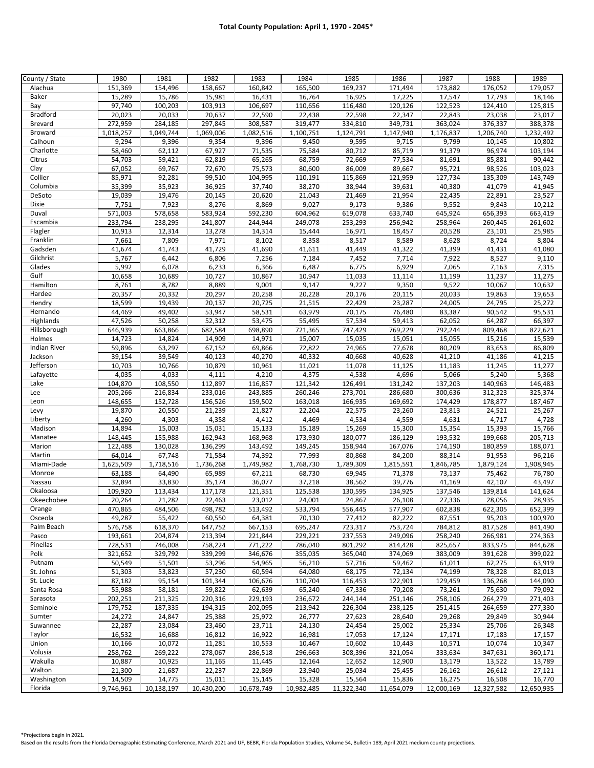## Total County Population: April 1, 1970 - 2045*

| County / State | 1980 | 1981 | 1982 | 1983 | 1984 | 1985 | 1986 | 1987 | 1988 | 1989 |
|---|---|---|---|---|---|---|---|---|---|---|
| Alachua | 151,369 | 154,496 | 158,667 | 160,842 | 165,500 | 169,237 | 171,494 | 173,882 | 176,052 | 179,057 |
| Baker | 15,289 | 15,786 | 15,981 | 16,431 | 16,764 | 16,925 | 17,225 | 17,547 | 17,793 | 18,146 |
| Bay | 97,740 | 100,203 | 103,913 | 106,697 | 110,656 | 116,480 | 120,126 | 122,523 | 124,410 | 125,815 |
| Bradford | 20,023 | 20,033 | 20,637 | 22,590 | 22,438 | 22,598 | 22,347 | 22,843 | 23,038 | 23,017 |
| Brevard | 272,959 | 284,185 | 297,845 | 308,587 | 319,477 | 334,810 | 349,731 | 363,024 | 376,337 | 388,378 |
| Broward | 1,018,257 | 1,049,744 | 1,069,006 | 1,082,516 | 1,100,751 | 1,124,791 | 1,147,940 | 1,176,837 | 1,206,740 | 1,232,492 |
| Calhoun | 9,294 | 9,396 | 9,354 | 9,396 | 9,450 | 9,595 | 9,715 | 9,799 | 10,145 | 10,802 |
| Charlotte | 58,460 | 62,112 | 67,927 | 71,535 | 75,584 | 80,712 | 85,719 | 91,379 | 96,974 | 103,194 |
| Citrus | 54,703 | 59,421 | 62,819 | 65,265 | 68,759 | 72,669 | 77,534 | 81,691 | 85,881 | 90,442 |
| Clay | 67,052 | 69,767 | 72,670 | 75,573 | 80,600 | 86,009 | 89,667 | 95,721 | 98,526 | 103,023 |
| Collier | 85,971 | 92,281 | 99,510 | 104,995 | 110,191 | 115,869 | 121,959 | 127,734 | 135,309 | 143,749 |
| Columbia | 35,399 | 35,923 | 36,925 | 37,740 | 38,270 | 38,944 | 39,631 | 40,380 | 41,079 | 41,945 |
| DeSoto | 19,039 | 19,476 | 20,145 | 20,620 | 21,043 | 21,469 | 21,954 | 22,435 | 22,891 | 23,527 |
| Dixie | 7,751 | 7,923 | 8,276 | 8,869 | 9,027 | 9,173 | 9,386 | 9,552 | 9,843 | 10,212 |
| Duval | 571,003 | 578,658 | 583,924 | 592,230 | 604,962 | 619,078 | 633,740 | 645,924 | 656,393 | 663,419 |
| Escambia | 233,794 | 238,295 | 241,807 | 244,944 | 249,078 | 253,293 | 256,942 | 258,964 | 260,445 | 261,602 |
| Flagler | 10,913 | 12,314 | 13,278 | 14,314 | 15,444 | 16,971 | 18,457 | 20,528 | 23,101 | 25,985 |
| Franklin | 7,661 | 7,809 | 7,971 | 8,102 | 8,358 | 8,517 | 8,589 | 8,628 | 8,724 | 8,804 |
| Gadsden | 41,674 | 41,743 | 41,729 | 41,690 | 41,611 | 41,449 | 41,322 | 41,399 | 41,431 | 41,080 |
| Gilchrist | 5,767 | 6,442 | 6,806 | 7,256 | 7,184 | 7,452 | 7,714 | 7,922 | 8,527 | 9,110 |
| Glades | 5,992 | 6,078 | 6,233 | 6,366 | 6,487 | 6,775 | 6,929 | 7,065 | 7,163 | 7,315 |
| Gulf | 10,658 | 10,689 | 10,727 | 10,867 | 10,947 | 11,033 | 11,114 | 11,199 | 11,237 | 11,275 |
| Hamilton | 8,761 | 8,782 | 8,889 | 9,001 | 9,147 | 9,227 | 9,350 | 9,522 | 10,067 | 10,632 |
| Hardee | 20,357 | 20,332 | 20,297 | 20,258 | 20,228 | 20,176 | 20,115 | 20,033 | 19,863 | 19,653 |
| Hendry | 18,599 | 19,439 | 20,137 | 20,725 | 21,515 | 22,429 | 23,287 | 24,005 | 24,795 | 25,272 |
| Hernando | 44,469 | 49,402 | 53,947 | 58,531 | 63,979 | 70,175 | 76,480 | 83,387 | 90,542 | 95,531 |
| Highlands | 47,526 | 50,258 | 52,312 | 53,475 | 55,495 | 57,534 | 59,413 | 62,052 | 64,287 | 66,397 |
| Hillsborough | 646,939 | 663,866 | 682,584 | 698,890 | 721,365 | 747,429 | 769,229 | 792,244 | 809,468 | 822,621 |
| Holmes | 14,723 | 14,824 | 14,909 | 14,971 | 15,007 | 15,035 | 15,051 | 15,055 | 15,216 | 15,539 |
| Indian River | 59,896 | 63,297 | 67,152 | 69,866 | 72,822 | 74,965 | 77,678 | 80,209 | 83,653 | 86,809 |
| Jackson | 39,154 | 39,549 | 40,123 | 40,270 | 40,332 | 40,668 | 40,628 | 41,210 | 41,186 | 41,215 |
| Jefferson | 10,703 | 10,766 | 10,879 | 10,961 | 11,021 | 11,078 | 11,125 | 11,183 | 11,245 | 11,277 |
| Lafayette | 4,035 | 4,033 | 4,111 | 4,210 | 4,375 | 4,538 | 4,696 | 5,066 | 5,240 | 5,368 |
| Lake | 104,870 | 108,550 | 112,897 | 116,857 | 121,342 | 126,491 | 131,242 | 137,203 | 140,963 | 146,483 |
| Lee | 205,266 | 216,834 | 233,016 | 243,885 | 260,246 | 273,701 | 286,680 | 300,636 | 312,323 | 325,374 |
| Leon | 148,655 | 152,728 | 156,526 | 159,502 | 163,018 | 166,935 | 169,692 | 174,429 | 178,877 | 187,467 |
| Levy | 19,870 | 20,550 | 21,239 | 21,827 | 22,204 | 22,575 | 23,260 | 23,813 | 24,521 | 25,267 |
| Liberty | 4,260 | 4,303 | 4,358 | 4,412 | 4,469 | 4,534 | 4,559 | 4,631 | 4,717 | 4,728 |
| Madison | 14,894 | 15,003 | 15,031 | 15,133 | 15,189 | 15,269 | 15,300 | 15,354 | 15,393 | 15,766 |
| Manatee | 148,445 | 155,988 | 162,943 | 168,968 | 173,930 | 180,077 | 186,129 | 193,532 | 199,668 | 205,713 |
| Marion | 122,488 | 130,028 | 136,299 | 143,492 | 149,245 | 158,944 | 167,076 | 174,190 | 180,859 | 188,071 |
| Martin | 64,014 | 67,748 | 71,584 | 74,392 | 77,993 | 80,868 | 84,200 | 88,314 | 91,953 | 96,216 |
| Miami-Dade | 1,625,509 | 1,718,516 | 1,736,268 | 1,749,982 | 1,768,730 | 1,789,309 | 1,815,591 | 1,846,785 | 1,879,124 | 1,908,945 |
| Monroe | 63,188 | 64,490 | 65,989 | 67,211 | 68,730 | 69,945 | 71,378 | 73,137 | 75,462 | 76,780 |
| Nassau | 32,894 | 33,830 | 35,174 | 36,077 | 37,218 | 38,562 | 39,776 | 41,169 | 42,107 | 43,497 |
| Okaloosa | 109,920 | 113,434 | 117,178 | 121,351 | 125,538 | 130,595 | 134,925 | 137,546 | 139,814 | 141,624 |
| Okeechobee | 20,264 | 21,282 | 22,463 | 23,012 | 24,001 | 24,867 | 26,108 | 27,336 | 28,056 | 28,935 |
| Orange | 470,865 | 484,506 | 498,782 | 513,492 | 533,794 | 556,445 | 577,907 | 602,838 | 622,305 | 652,399 |
| Osceola | 49,287 | 55,422 | 60,550 | 64,381 | 70,130 | 77,412 | 82,222 | 87,551 | 95,203 | 100,970 |
| Palm Beach | 576,758 | 618,370 | 647,752 | 667,153 | 695,247 | 723,317 | 753,724 | 784,812 | 817,528 | 841,490 |
| Pasco | 193,661 | 204,874 | 213,394 | 221,844 | 229,221 | 237,553 | 249,096 | 258,240 | 266,981 | 274,363 |
| Pinellas | 728,531 | 746,008 | 758,224 | 771,222 | 786,040 | 801,292 | 814,428 | 825,657 | 833,975 | 844,628 |
| Polk | 321,652 | 329,792 | 339,299 | 346,676 | 355,035 | 365,040 | 374,069 | 383,009 | 391,628 | 399,022 |
| Putnam | 50,549 | 51,501 | 53,296 | 54,965 | 56,210 | 57,716 | 59,462 | 61,011 | 62,275 | 63,919 |
| St. Johns | 51,303 | 53,823 | 57,230 | 60,594 | 64,080 | 68,175 | 72,134 | 74,199 | 78,328 | 82,013 |
| St. Lucie | 87,182 | 95,154 | 101,344 | 106,676 | 110,704 | 116,453 | 122,901 | 129,459 | 136,268 | 144,090 |
| Santa Rosa | 55,988 | 58,181 | 59,822 | 62,639 | 65,240 | 67,336 | 70,208 | 73,261 | 75,630 | 79,092 |
| Sarasota | 202,251 | 211,325 | 220,316 | 229,193 | 236,672 | 244,144 | 251,146 | 258,106 | 264,279 | 271,403 |
| Seminole | 179,752 | 187,335 | 194,315 | 202,095 | 213,942 | 226,304 | 238,125 | 251,415 | 264,659 | 277,330 |
| Sumter | 24,272 | 24,847 | 25,388 | 25,972 | 26,777 | 27,623 | 28,640 | 29,268 | 29,849 | 30,944 |
| Suwannee | 22,287 | 23,084 | 23,460 | 23,711 | 24,130 | 24,454 | 25,002 | 25,334 | 25,706 | 26,348 |
| Taylor | 16,532 | 16,688 | 16,812 | 16,922 | 16,981 | 17,053 | 17,124 | 17,171 | 17,183 | 17,157 |
| Union | 10,166 | 10,072 | 11,281 | 10,553 | 10,467 | 10,602 | 10,443 | 10,571 | 10,074 | 10,347 |
| Volusia | 258,762 | 269,222 | 278,067 | 286,518 | 296,663 | 308,396 | 321,054 | 333,634 | 347,631 | 360,171 |
| Wakulla | 10,887 | 10,925 | 11,165 | 11,445 | 12,164 | 12,652 | 12,900 | 13,179 | 13,522 | 13,789 |
| Walton | 21,300 | 21,687 | 22,237 | 22,869 | 23,940 | 25,034 | 25,455 | 26,162 | 26,612 | 27,121 |
| Washington | 14,509 | 14,775 | 15,011 | 15,145 | 15,328 | 15,564 | 15,836 | 16,275 | 16,508 | 16,770 |
| Florida | 9,746,961 | 10,138,197 | 10,430,200 | 10,678,749 | 10,982,485 | 11,322,340 | 11,654,079 | 12,000,169 | 12,327,582 | 12,650,935 |

*Projections begin in 2021.

Based on the results from the Florida Demographic Estimating Conference, March 2021 and UF, BEBR, Florida Population Studies, Volume 54, Bulletin 189, April 2021 medium county projections.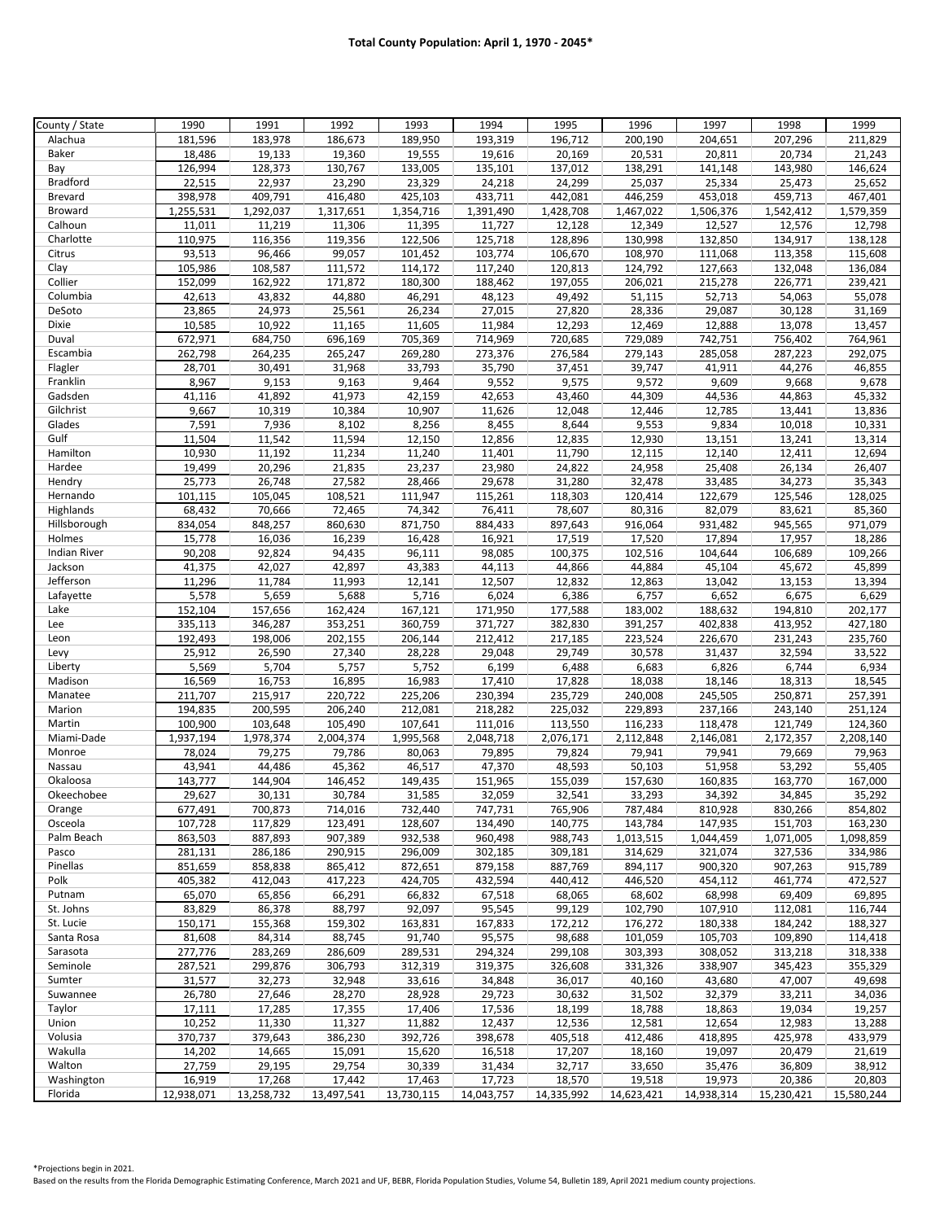**Total County Population: April 1, 1970 - 2045***

| County / State | 1990 | 1991 | 1992 | 1993 | 1994 | 1995 | 1996 | 1997 | 1998 | 1999 |
|---|---|---|---|---|---|---|---|---|---|---|
| Alachua | 181,596 | 183,978 | 186,673 | 189,950 | 193,319 | 196,712 | 200,190 | 204,651 | 207,296 | 211,829 |
| Baker | 18,486 | 19,133 | 19,360 | 19,555 | 19,616 | 20,169 | 20,531 | 20,811 | 20,734 | 21,243 |
| Bay | 126,994 | 128,373 | 130,767 | 133,005 | 135,101 | 137,012 | 138,291 | 141,148 | 143,980 | 146,624 |
| Bradford | 22,515 | 22,937 | 23,290 | 23,329 | 24,218 | 24,299 | 25,037 | 25,334 | 25,473 | 25,652 |
| Brevard | 398,978 | 409,791 | 416,480 | 425,103 | 433,711 | 442,081 | 446,259 | 453,018 | 459,713 | 467,401 |
| Broward | 1,255,531 | 1,292,037 | 1,317,651 | 1,354,716 | 1,391,490 | 1,428,708 | 1,467,022 | 1,506,376 | 1,542,412 | 1,579,359 |
| Calhoun | 11,011 | 11,219 | 11,306 | 11,395 | 11,727 | 12,128 | 12,349 | 12,527 | 12,576 | 12,798 |
| Charlotte | 110,975 | 116,356 | 119,356 | 122,506 | 125,718 | 128,896 | 130,998 | 132,850 | 134,917 | 138,128 |
| Citrus | 93,513 | 96,466 | 99,057 | 101,452 | 103,774 | 106,670 | 108,970 | 111,068 | 113,358 | 115,608 |
| Clay | 105,986 | 108,587 | 111,572 | 114,172 | 117,240 | 120,813 | 124,792 | 127,663 | 132,048 | 136,084 |
| Collier | 152,099 | 162,922 | 171,872 | 180,300 | 188,462 | 197,055 | 206,021 | 215,278 | 226,771 | 239,421 |
| Columbia | 42,613 | 43,832 | 44,880 | 46,291 | 48,123 | 49,492 | 51,115 | 52,713 | 54,063 | 55,078 |
| DeSoto | 23,865 | 24,973 | 25,561 | 26,234 | 27,015 | 27,820 | 28,336 | 29,087 | 30,128 | 31,169 |
| Dixie | 10,585 | 10,922 | 11,165 | 11,605 | 11,984 | 12,293 | 12,469 | 12,888 | 13,078 | 13,457 |
| Duval | 672,971 | 684,750 | 696,169 | 705,369 | 714,969 | 720,685 | 729,089 | 742,751 | 756,402 | 764,961 |
| Escambia | 262,798 | 264,235 | 265,247 | 269,280 | 273,376 | 276,584 | 279,143 | 285,058 | 287,223 | 292,075 |
| Flagler | 28,701 | 30,491 | 31,968 | 33,793 | 35,790 | 37,451 | 39,747 | 41,911 | 44,276 | 46,855 |
| Franklin | 8,967 | 9,153 | 9,163 | 9,464 | 9,552 | 9,575 | 9,572 | 9,609 | 9,668 | 9,678 |
| Gadsden | 41,116 | 41,892 | 41,973 | 42,159 | 42,653 | 43,460 | 44,309 | 44,536 | 44,863 | 45,332 |
| Gilchrist | 9,667 | 10,319 | 10,384 | 10,907 | 11,626 | 12,048 | 12,446 | 12,785 | 13,441 | 13,836 |
| Glades | 7,591 | 7,936 | 8,102 | 8,256 | 8,455 | 8,644 | 9,553 | 9,834 | 10,018 | 10,331 |
| Gulf | 11,504 | 11,542 | 11,594 | 12,150 | 12,856 | 12,835 | 12,930 | 13,151 | 13,241 | 13,314 |
| Hamilton | 10,930 | 11,192 | 11,234 | 11,240 | 11,401 | 11,790 | 12,115 | 12,140 | 12,411 | 12,694 |
| Hardee | 19,499 | 20,296 | 21,835 | 23,237 | 23,980 | 24,822 | 24,958 | 25,408 | 26,134 | 26,407 |
| Hendry | 25,773 | 26,748 | 27,582 | 28,466 | 29,678 | 31,280 | 32,478 | 33,485 | 34,273 | 35,343 |
| Hernando | 101,115 | 105,045 | 108,521 | 111,947 | 115,261 | 118,303 | 120,414 | 122,679 | 125,546 | 128,025 |
| Highlands | 68,432 | 70,666 | 72,465 | 74,342 | 76,411 | 78,607 | 80,316 | 82,079 | 83,621 | 85,360 |
| Hillsborough | 834,054 | 848,257 | 860,630 | 871,750 | 884,433 | 897,643 | 916,064 | 931,482 | 945,565 | 971,079 |
| Holmes | 15,778 | 16,036 | 16,239 | 16,428 | 16,921 | 17,519 | 17,520 | 17,894 | 17,957 | 18,286 |
| Indian River | 90,208 | 92,824 | 94,435 | 96,111 | 98,085 | 100,375 | 102,516 | 104,644 | 106,689 | 109,266 |
| Jackson | 41,375 | 42,027 | 42,897 | 43,383 | 44,113 | 44,866 | 44,884 | 45,104 | 45,672 | 45,899 |
| Jefferson | 11,296 | 11,784 | 11,993 | 12,141 | 12,507 | 12,832 | 12,863 | 13,042 | 13,153 | 13,394 |
| Lafayette | 5,578 | 5,659 | 5,688 | 5,716 | 6,024 | 6,386 | 6,757 | 6,652 | 6,675 | 6,629 |
| Lake | 152,104 | 157,656 | 162,424 | 167,121 | 171,950 | 177,588 | 183,002 | 188,632 | 194,810 | 202,177 |
| Lee | 335,113 | 346,287 | 353,251 | 360,759 | 371,727 | 382,830 | 391,257 | 402,838 | 413,952 | 427,180 |
| Leon | 192,493 | 198,006 | 202,155 | 206,144 | 212,412 | 217,185 | 223,524 | 226,670 | 231,243 | 235,760 |
| Levy | 25,912 | 26,590 | 27,340 | 28,228 | 29,048 | 29,749 | 30,578 | 31,437 | 32,594 | 33,522 |
| Liberty | 5,569 | 5,704 | 5,757 | 5,752 | 6,199 | 6,488 | 6,683 | 6,826 | 6,744 | 6,934 |
| Madison | 16,569 | 16,753 | 16,895 | 16,983 | 17,410 | 17,828 | 18,038 | 18,146 | 18,313 | 18,545 |
| Manatee | 211,707 | 215,917 | 220,722 | 225,206 | 230,394 | 235,729 | 240,008 | 245,505 | 250,871 | 257,391 |
| Marion | 194,835 | 200,595 | 206,240 | 212,081 | 218,282 | 225,032 | 229,893 | 237,166 | 243,140 | 251,124 |
| Martin | 100,900 | 103,648 | 105,490 | 107,641 | 111,016 | 113,550 | 116,233 | 118,478 | 121,749 | 124,360 |
| Miami-Dade | 1,937,194 | 1,978,374 | 2,004,374 | 1,995,568 | 2,048,718 | 2,076,171 | 2,112,848 | 2,146,081 | 2,172,357 | 2,208,140 |
| Monroe | 78,024 | 79,275 | 79,786 | 80,063 | 79,895 | 79,824 | 79,941 | 79,941 | 79,669 | 79,963 |
| Nassau | 43,941 | 44,486 | 45,362 | 46,517 | 47,370 | 48,593 | 50,103 | 51,958 | 53,292 | 55,405 |
| Okaloosa | 143,777 | 144,904 | 146,452 | 149,435 | 151,965 | 155,039 | 157,630 | 160,835 | 163,770 | 167,000 |
| Okeechobee | 29,627 | 30,131 | 30,784 | 31,585 | 32,059 | 32,541 | 33,293 | 34,392 | 34,845 | 35,292 |
| Orange | 677,491 | 700,873 | 714,016 | 732,440 | 747,731 | 765,906 | 787,484 | 810,928 | 830,266 | 854,802 |
| Osceola | 107,728 | 117,829 | 123,491 | 128,607 | 134,490 | 140,775 | 143,784 | 147,935 | 151,703 | 163,230 |
| Palm Beach | 863,503 | 887,893 | 907,389 | 932,538 | 960,498 | 988,743 | 1,013,515 | 1,044,459 | 1,071,005 | 1,098,859 |
| Pasco | 281,131 | 286,186 | 290,915 | 296,009 | 302,185 | 309,181 | 314,629 | 321,074 | 327,536 | 334,986 |
| Pinellas | 851,659 | 858,838 | 865,412 | 872,651 | 879,158 | 887,769 | 894,117 | 900,320 | 907,263 | 915,789 |
| Polk | 405,382 | 412,043 | 417,223 | 424,705 | 432,594 | 440,412 | 446,520 | 454,112 | 461,774 | 472,527 |
| Putnam | 65,070 | 65,856 | 66,291 | 66,832 | 67,518 | 68,065 | 68,602 | 68,998 | 69,409 | 69,895 |
| St. Johns | 83,829 | 86,378 | 88,797 | 92,097 | 95,545 | 99,129 | 102,790 | 107,910 | 112,081 | 116,744 |
| St. Lucie | 150,171 | 155,368 | 159,302 | 163,831 | 167,833 | 172,212 | 176,272 | 180,338 | 184,242 | 188,327 |
| Santa Rosa | 81,608 | 84,314 | 88,745 | 91,740 | 95,575 | 98,688 | 101,059 | 105,703 | 109,890 | 114,418 |
| Sarasota | 277,776 | 283,269 | 286,609 | 289,531 | 294,324 | 299,108 | 303,393 | 308,052 | 313,218 | 318,338 |
| Seminole | 287,521 | 299,876 | 306,793 | 312,319 | 319,375 | 326,608 | 331,326 | 338,907 | 345,423 | 355,329 |
| Sumter | 31,577 | 32,273 | 32,948 | 33,616 | 34,848 | 36,017 | 40,160 | 43,680 | 47,007 | 49,698 |
| Suwannee | 26,780 | 27,646 | 28,270 | 28,928 | 29,723 | 30,632 | 31,502 | 32,379 | 33,211 | 34,036 |
| Taylor | 17,111 | 17,285 | 17,355 | 17,406 | 17,536 | 18,199 | 18,788 | 18,863 | 19,034 | 19,257 |
| Union | 10,252 | 11,330 | 11,327 | 11,882 | 12,437 | 12,536 | 12,581 | 12,654 | 12,983 | 13,288 |
| Volusia | 370,737 | 379,643 | 386,230 | 392,726 | 398,678 | 405,518 | 412,486 | 418,895 | 425,978 | 433,979 |
| Wakulla | 14,202 | 14,665 | 15,091 | 15,620 | 16,518 | 17,207 | 18,160 | 19,097 | 20,479 | 21,619 |
| Walton | 27,759 | 29,195 | 29,754 | 30,339 | 31,434 | 32,717 | 33,650 | 35,476 | 36,809 | 38,912 |
| Washington | 16,919 | 17,268 | 17,442 | 17,463 | 17,723 | 18,570 | 19,518 | 19,973 | 20,386 | 20,803 |
| Florida | 12,938,071 | 13,258,732 | 13,497,541 | 13,730,115 | 14,043,757 | 14,335,992 | 14,623,421 | 14,938,314 | 15,230,421 | 15,580,244 |

*Projections begin in 2021.
Based on the results from the Florida Demographic Estimating Conference, March 2021 and UF, BEBR, Florida Population Studies, Volume 54, Bulletin 189, April 2021 medium county projections.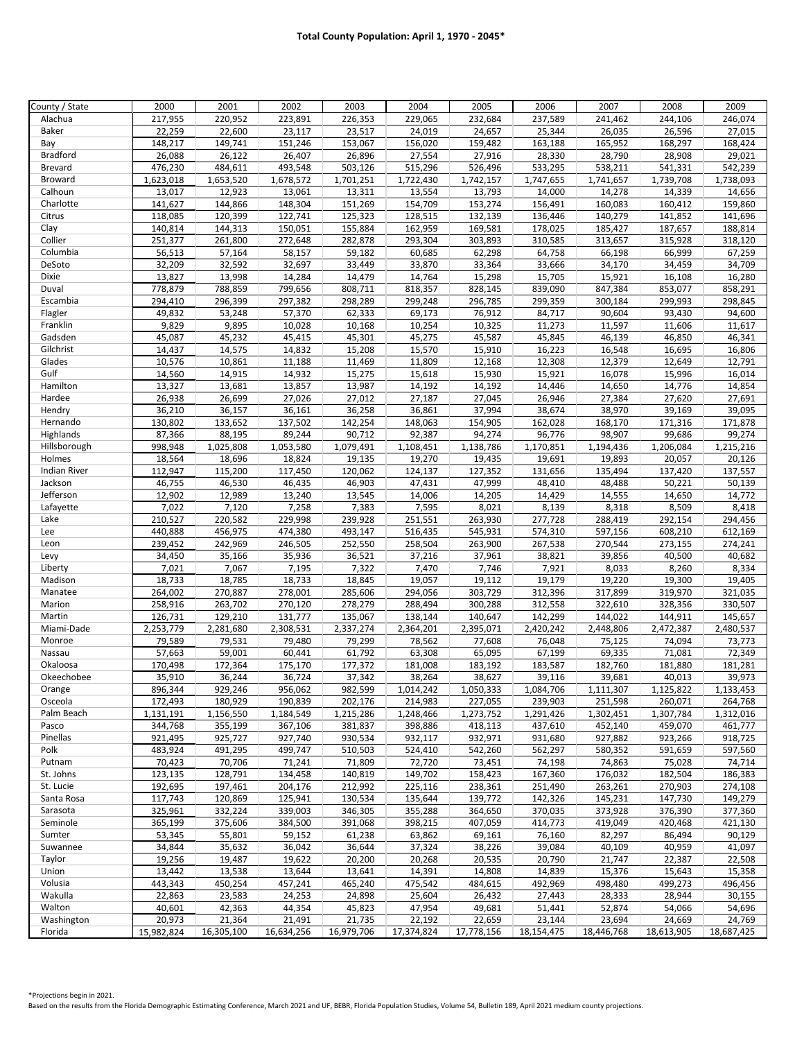# Total County Population: April 1, 1970 - 2045*

| County / State | 2000 | 2001 | 2002 | 2003 | 2004 | 2005 | 2006 | 2007 | 2008 | 2009 |
|---|---|---|---|---|---|---|---|---|---|---|
| Alachua | 217,955 | 220,952 | 223,891 | 226,353 | 229,065 | 232,684 | 237,589 | 241,462 | 244,106 | 246,074 |
| Baker | 22,259 | 22,600 | 23,117 | 23,517 | 24,019 | 24,657 | 25,344 | 26,035 | 26,596 | 27,015 |
| Bay | 148,217 | 149,741 | 151,246 | 153,067 | 156,020 | 159,482 | 163,188 | 165,952 | 168,297 | 168,424 |
| Bradford | 26,088 | 26,122 | 26,407 | 26,896 | 27,554 | 27,916 | 28,330 | 28,790 | 28,908 | 29,021 |
| Brevard | 476,230 | 484,611 | 493,548 | 503,126 | 515,296 | 526,496 | 533,295 | 538,211 | 541,331 | 542,239 |
| Broward | 1,623,018 | 1,653,520 | 1,678,572 | 1,701,251 | 1,722,430 | 1,742,157 | 1,747,655 | 1,741,657 | 1,739,708 | 1,738,093 |
| Calhoun | 13,017 | 12,923 | 13,061 | 13,311 | 13,554 | 13,793 | 14,000 | 14,278 | 14,339 | 14,656 |
| Charlotte | 141,627 | 144,866 | 148,304 | 151,269 | 154,709 | 153,274 | 156,491 | 160,083 | 160,412 | 159,860 |
| Citrus | 118,085 | 120,399 | 122,741 | 125,323 | 128,515 | 132,139 | 136,446 | 140,279 | 141,852 | 141,696 |
| Clay | 140,814 | 144,313 | 150,051 | 155,884 | 162,959 | 169,581 | 178,025 | 185,427 | 187,657 | 188,814 |
| Collier | 251,377 | 261,800 | 272,648 | 282,878 | 293,304 | 303,893 | 310,585 | 313,657 | 315,928 | 318,120 |
| Columbia | 56,513 | 57,164 | 58,157 | 59,182 | 60,685 | 62,298 | 64,758 | 66,198 | 66,999 | 67,259 |
| DeSoto | 32,209 | 32,592 | 32,697 | 33,449 | 33,870 | 33,364 | 33,666 | 34,170 | 34,459 | 34,709 |
| Dixie | 13,827 | 13,998 | 14,284 | 14,479 | 14,764 | 15,298 | 15,705 | 15,921 | 16,108 | 16,280 |
| Duval | 778,879 | 788,859 | 799,656 | 808,711 | 818,357 | 828,145 | 839,090 | 847,384 | 853,077 | 858,291 |
| Escambia | 294,410 | 296,399 | 297,382 | 298,289 | 299,248 | 296,785 | 299,359 | 300,184 | 299,993 | 298,845 |
| Flagler | 49,832 | 53,248 | 57,370 | 62,333 | 69,173 | 76,912 | 84,717 | 90,604 | 93,430 | 94,600 |
| Franklin | 9,829 | 9,895 | 10,028 | 10,168 | 10,254 | 10,325 | 11,273 | 11,597 | 11,606 | 11,617 |
| Gadsden | 45,087 | 45,232 | 45,415 | 45,301 | 45,275 | 45,587 | 45,845 | 46,139 | 46,850 | 46,341 |
| Gilchrist | 14,437 | 14,575 | 14,832 | 15,208 | 15,570 | 15,910 | 16,223 | 16,548 | 16,695 | 16,806 |
| Glades | 10,576 | 10,861 | 11,188 | 11,469 | 11,809 | 12,168 | 12,308 | 12,379 | 12,649 | 12,791 |
| Gulf | 14,560 | 14,915 | 14,932 | 15,275 | 15,618 | 15,930 | 15,921 | 16,078 | 15,996 | 16,014 |
| Hamilton | 13,327 | 13,681 | 13,857 | 13,987 | 14,192 | 14,192 | 14,446 | 14,650 | 14,776 | 14,854 |
| Hardee | 26,938 | 26,699 | 27,026 | 27,012 | 27,187 | 27,045 | 26,946 | 27,384 | 27,620 | 27,691 |
| Hendry | 36,210 | 36,157 | 36,161 | 36,258 | 36,861 | 37,994 | 38,674 | 38,970 | 39,169 | 39,095 |
| Hernando | 130,802 | 133,652 | 137,502 | 142,254 | 148,063 | 154,905 | 162,028 | 168,170 | 171,316 | 171,878 |
| Highlands | 87,366 | 88,195 | 89,244 | 90,712 | 92,387 | 94,274 | 96,776 | 98,907 | 99,686 | 99,274 |
| Hillsborough | 998,948 | 1,025,808 | 1,053,580 | 1,079,491 | 1,108,451 | 1,138,786 | 1,170,851 | 1,194,436 | 1,206,084 | 1,215,216 |
| Holmes | 18,564 | 18,696 | 18,824 | 19,135 | 19,270 | 19,435 | 19,691 | 19,893 | 20,057 | 20,126 |
| Indian River | 112,947 | 115,200 | 117,450 | 120,062 | 124,137 | 127,352 | 131,656 | 135,494 | 137,420 | 137,557 |
| Jackson | 46,755 | 46,530 | 46,435 | 46,903 | 47,431 | 47,999 | 48,410 | 48,488 | 50,221 | 50,139 |
| Jefferson | 12,902 | 12,989 | 13,240 | 13,545 | 14,006 | 14,205 | 14,429 | 14,555 | 14,650 | 14,772 |
| Lafayette | 7,022 | 7,120 | 7,258 | 7,383 | 7,595 | 8,021 | 8,139 | 8,318 | 8,509 | 8,418 |
| Lake | 210,527 | 220,582 | 229,998 | 239,928 | 251,551 | 263,930 | 277,728 | 288,419 | 292,154 | 294,456 |
| Lee | 440,888 | 456,975 | 474,380 | 493,147 | 516,435 | 545,931 | 574,310 | 597,156 | 608,210 | 612,169 |
| Leon | 239,452 | 242,969 | 246,505 | 252,550 | 258,504 | 263,900 | 267,538 | 270,544 | 273,155 | 274,241 |
| Levy | 34,450 | 35,166 | 35,936 | 36,521 | 37,216 | 37,961 | 38,821 | 39,856 | 40,500 | 40,682 |
| Liberty | 7,021 | 7,067 | 7,195 | 7,322 | 7,470 | 7,746 | 7,921 | 8,033 | 8,260 | 8,334 |
| Madison | 18,733 | 18,785 | 18,733 | 18,845 | 19,057 | 19,112 | 19,179 | 19,220 | 19,300 | 19,405 |
| Manatee | 264,002 | 270,887 | 278,001 | 285,606 | 294,056 | 303,729 | 312,396 | 317,899 | 319,970 | 321,035 |
| Marion | 258,916 | 263,702 | 270,120 | 278,279 | 288,494 | 300,288 | 312,558 | 322,610 | 328,356 | 330,507 |
| Martin | 126,731 | 129,210 | 131,777 | 135,067 | 138,144 | 140,647 | 142,299 | 144,022 | 144,911 | 145,657 |
| Miami-Dade | 2,253,779 | 2,281,680 | 2,308,531 | 2,337,274 | 2,364,201 | 2,395,071 | 2,420,242 | 2,448,806 | 2,472,387 | 2,480,537 |
| Monroe | 79,589 | 79,531 | 79,480 | 79,299 | 78,562 | 77,608 | 76,048 | 75,125 | 74,094 | 73,773 |
| Nassau | 57,663 | 59,001 | 60,441 | 61,792 | 63,308 | 65,095 | 67,199 | 69,335 | 71,081 | 72,349 |
| Okaloosa | 170,498 | 172,364 | 175,170 | 177,372 | 181,008 | 183,192 | 183,587 | 182,760 | 181,880 | 181,281 |
| Okeechobee | 35,910 | 36,244 | 36,724 | 37,342 | 38,264 | 38,627 | 39,116 | 39,681 | 40,013 | 39,973 |
| Orange | 896,344 | 929,246 | 956,062 | 982,599 | 1,014,242 | 1,050,333 | 1,084,706 | 1,111,307 | 1,125,822 | 1,133,453 |
| Osceola | 172,493 | 180,929 | 190,839 | 202,176 | 214,983 | 227,055 | 239,903 | 251,598 | 260,071 | 264,768 |
| Palm Beach | 1,131,191 | 1,156,550 | 1,184,549 | 1,215,286 | 1,248,466 | 1,273,752 | 1,291,426 | 1,302,451 | 1,307,784 | 1,312,016 |
| Pasco | 344,768 | 355,199 | 367,106 | 381,837 | 398,886 | 418,113 | 437,610 | 452,140 | 459,070 | 461,777 |
| Pinellas | 921,495 | 925,727 | 927,740 | 930,534 | 932,117 | 932,971 | 931,680 | 927,882 | 923,266 | 918,725 |
| Polk | 483,924 | 491,295 | 499,747 | 510,503 | 524,410 | 542,260 | 562,297 | 580,352 | 591,659 | 597,560 |
| Putnam | 70,423 | 70,706 | 71,241 | 71,809 | 72,720 | 73,451 | 74,198 | 74,863 | 75,028 | 74,714 |
| St. Johns | 123,135 | 128,791 | 134,458 | 140,819 | 149,702 | 158,423 | 167,360 | 176,032 | 182,504 | 186,383 |
| St. Lucie | 192,695 | 197,461 | 204,176 | 212,992 | 225,116 | 238,361 | 251,490 | 263,261 | 270,903 | 274,108 |
| Santa Rosa | 117,743 | 120,869 | 125,941 | 130,534 | 135,644 | 139,772 | 142,326 | 145,231 | 147,730 | 149,279 |
| Sarasota | 325,961 | 332,224 | 339,003 | 346,305 | 355,288 | 364,650 | 370,035 | 373,928 | 376,390 | 377,360 |
| Seminole | 365,199 | 375,606 | 384,500 | 391,068 | 398,215 | 407,059 | 414,773 | 419,049 | 420,468 | 421,130 |
| Sumter | 53,345 | 55,801 | 59,152 | 61,238 | 63,862 | 69,161 | 76,160 | 82,297 | 86,494 | 90,129 |
| Suwannee | 34,844 | 35,632 | 36,042 | 36,644 | 37,324 | 38,226 | 39,084 | 40,109 | 40,959 | 41,097 |
| Taylor | 19,256 | 19,487 | 19,622 | 20,200 | 20,268 | 20,535 | 20,790 | 21,747 | 22,387 | 22,508 |
| Union | 13,442 | 13,538 | 13,644 | 13,641 | 14,391 | 14,808 | 14,839 | 15,376 | 15,643 | 15,358 |
| Volusia | 443,343 | 450,254 | 457,241 | 465,240 | 475,542 | 484,615 | 492,969 | 498,480 | 499,273 | 496,456 |
| Wakulla | 22,863 | 23,583 | 24,253 | 24,898 | 25,604 | 26,432 | 27,443 | 28,333 | 28,944 | 30,155 |
| Walton | 40,601 | 42,363 | 44,354 | 45,823 | 47,954 | 49,681 | 51,441 | 52,874 | 54,066 | 54,696 |
| Washington | 20,973 | 21,364 | 21,491 | 21,735 | 22,192 | 22,659 | 23,144 | 23,694 | 24,669 | 24,769 |
| Florida | 15,982,824 | 16,305,100 | 16,634,256 | 16,979,706 | 17,374,824 | 17,778,156 | 18,154,475 | 18,446,768 | 18,613,905 | 18,687,425 |

*Projections begin in 2021.
Based on the results from the Florida Demographic Estimating Conference, March 2021 and UF, BEBR, Florida Population Studies, Volume 54, Bulletin 189, April 2021 medium county projections.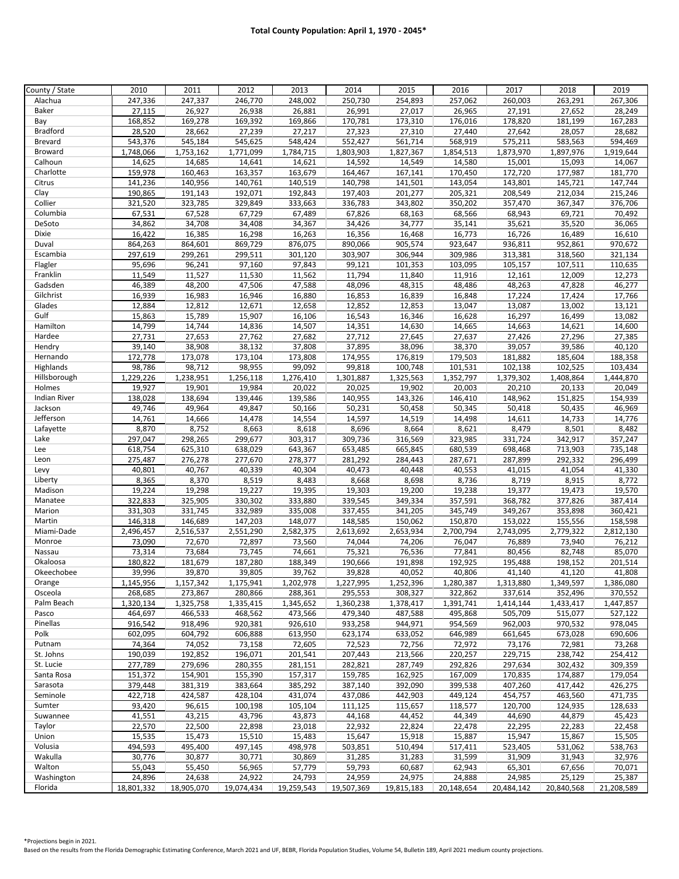**Total County Population: April 1, 1970 - 2045***

| County / State | 2010 | 2011 | 2012 | 2013 | 2014 | 2015 | 2016 | 2017 | 2018 | 2019 |
|---|---|---|---|---|---|---|---|---|---|---|
| Alachua | 247,336 | 247,337 | 246,770 | 248,002 | 250,730 | 254,893 | 257,062 | 260,003 | 263,291 | 267,306 |
| Baker | 27,115 | 26,927 | 26,938 | 26,881 | 26,991 | 27,017 | 26,965 | 27,191 | 27,652 | 28,249 |
| Bay | 168,852 | 169,278 | 169,392 | 169,866 | 170,781 | 173,310 | 176,016 | 178,820 | 181,199 | 167,283 |
| Bradford | 28,520 | 28,662 | 27,239 | 27,217 | 27,323 | 27,310 | 27,440 | 27,642 | 28,057 | 28,682 |
| Brevard | 543,376 | 545,184 | 545,625 | 548,424 | 552,427 | 561,714 | 568,919 | 575,211 | 583,563 | 594,469 |
| Broward | 1,748,066 | 1,753,162 | 1,771,099 | 1,784,715 | 1,803,903 | 1,827,367 | 1,854,513 | 1,873,970 | 1,897,976 | 1,919,644 |
| Calhoun | 14,625 | 14,685 | 14,641 | 14,621 | 14,592 | 14,549 | 14,580 | 15,001 | 15,093 | 14,067 |
| Charlotte | 159,978 | 160,463 | 163,357 | 163,679 | 164,467 | 167,141 | 170,450 | 172,720 | 177,987 | 181,770 |
| Citrus | 141,236 | 140,956 | 140,761 | 140,519 | 140,798 | 141,501 | 143,054 | 143,801 | 145,721 | 147,744 |
| Clay | 190,865 | 191,143 | 192,071 | 192,843 | 197,403 | 201,277 | 205,321 | 208,549 | 212,034 | 215,246 |
| Collier | 321,520 | 323,785 | 329,849 | 333,663 | 336,783 | 343,802 | 350,202 | 357,470 | 367,347 | 376,706 |
| Columbia | 67,531 | 67,528 | 67,729 | 67,489 | 67,826 | 68,163 | 68,566 | 68,943 | 69,721 | 70,492 |
| DeSoto | 34,862 | 34,708 | 34,408 | 34,367 | 34,426 | 34,777 | 35,141 | 35,621 | 35,520 | 36,065 |
| Dixie | 16,422 | 16,385 | 16,298 | 16,263 | 16,356 | 16,468 | 16,773 | 16,726 | 16,489 | 16,610 |
| Duval | 864,263 | 864,601 | 869,729 | 876,075 | 890,066 | 905,574 | 923,647 | 936,811 | 952,861 | 970,672 |
| Escambia | 297,619 | 299,261 | 299,511 | 301,120 | 303,907 | 306,944 | 309,986 | 313,381 | 318,560 | 321,134 |
| Flagler | 95,696 | 96,241 | 97,160 | 97,843 | 99,121 | 101,353 | 103,095 | 105,157 | 107,511 | 110,635 |
| Franklin | 11,549 | 11,527 | 11,530 | 11,562 | 11,794 | 11,840 | 11,916 | 12,161 | 12,009 | 12,273 |
| Gadsden | 46,389 | 48,200 | 47,506 | 47,588 | 48,096 | 48,315 | 48,486 | 48,263 | 47,828 | 46,277 |
| Gilchrist | 16,939 | 16,983 | 16,946 | 16,880 | 16,853 | 16,839 | 16,848 | 17,224 | 17,424 | 17,766 |
| Glades | 12,884 | 12,812 | 12,671 | 12,658 | 12,852 | 12,853 | 13,047 | 13,087 | 13,002 | 13,121 |
| Gulf | 15,863 | 15,789 | 15,907 | 16,106 | 16,543 | 16,346 | 16,628 | 16,297 | 16,499 | 13,082 |
| Hamilton | 14,799 | 14,744 | 14,836 | 14,507 | 14,351 | 14,630 | 14,665 | 14,663 | 14,621 | 14,600 |
| Hardee | 27,731 | 27,653 | 27,762 | 27,682 | 27,712 | 27,645 | 27,637 | 27,426 | 27,296 | 27,385 |
| Hendry | 39,140 | 38,908 | 38,132 | 37,808 | 37,895 | 38,096 | 38,370 | 39,057 | 39,586 | 40,120 |
| Hernando | 172,778 | 173,078 | 173,104 | 173,808 | 174,955 | 176,819 | 179,503 | 181,882 | 185,604 | 188,358 |
| Highlands | 98,786 | 98,712 | 98,955 | 99,092 | 99,818 | 100,748 | 101,531 | 102,138 | 102,525 | 103,434 |
| Hillsborough | 1,229,226 | 1,238,951 | 1,256,118 | 1,276,410 | 1,301,887 | 1,325,563 | 1,352,797 | 1,379,302 | 1,408,864 | 1,444,870 |
| Holmes | 19,927 | 19,901 | 19,984 | 20,022 | 20,025 | 19,902 | 20,003 | 20,210 | 20,133 | 20,049 |
| Indian River | 138,028 | 138,694 | 139,446 | 139,586 | 140,955 | 143,326 | 146,410 | 148,962 | 151,825 | 154,939 |
| Jackson | 49,746 | 49,964 | 49,847 | 50,166 | 50,231 | 50,458 | 50,345 | 50,418 | 50,435 | 46,969 |
| Jefferson | 14,761 | 14,666 | 14,478 | 14,554 | 14,597 | 14,519 | 14,498 | 14,611 | 14,733 | 14,776 |
| Lafayette | 8,870 | 8,752 | 8,663 | 8,618 | 8,696 | 8,664 | 8,621 | 8,479 | 8,501 | 8,482 |
| Lake | 297,047 | 298,265 | 299,677 | 303,317 | 309,736 | 316,569 | 323,985 | 331,724 | 342,917 | 357,247 |
| Lee | 618,754 | 625,310 | 638,029 | 643,367 | 653,485 | 665,845 | 680,539 | 698,468 | 713,903 | 735,148 |
| Leon | 275,487 | 276,278 | 277,670 | 278,377 | 281,292 | 284,443 | 287,671 | 287,899 | 292,332 | 296,499 |
| Levy | 40,801 | 40,767 | 40,339 | 40,304 | 40,473 | 40,448 | 40,553 | 41,015 | 41,054 | 41,330 |
| Liberty | 8,365 | 8,370 | 8,519 | 8,483 | 8,668 | 8,698 | 8,736 | 8,719 | 8,915 | 8,772 |
| Madison | 19,224 | 19,298 | 19,227 | 19,395 | 19,303 | 19,200 | 19,238 | 19,377 | 19,473 | 19,570 |
| Manatee | 322,833 | 325,905 | 330,302 | 333,880 | 339,545 | 349,334 | 357,591 | 368,782 | 377,826 | 387,414 |
| Marion | 331,303 | 331,745 | 332,989 | 335,008 | 337,455 | 341,205 | 345,749 | 349,267 | 353,898 | 360,421 |
| Martin | 146,318 | 146,689 | 147,203 | 148,077 | 148,585 | 150,062 | 150,870 | 153,022 | 155,556 | 158,598 |
| Miami-Dade | 2,496,457 | 2,516,537 | 2,551,290 | 2,582,375 | 2,613,692 | 2,653,934 | 2,700,794 | 2,743,095 | 2,779,322 | 2,812,130 |
| Monroe | 73,090 | 72,670 | 72,897 | 73,560 | 74,044 | 74,206 | 76,047 | 76,889 | 73,940 | 76,212 |
| Nassau | 73,314 | 73,684 | 73,745 | 74,661 | 75,321 | 76,536 | 77,841 | 80,456 | 82,748 | 85,070 |
| Okaloosa | 180,822 | 181,679 | 187,280 | 188,349 | 190,666 | 191,898 | 192,925 | 195,488 | 198,152 | 201,514 |
| Okeechobee | 39,996 | 39,870 | 39,805 | 39,762 | 39,828 | 40,052 | 40,806 | 41,140 | 41,120 | 41,808 |
| Orange | 1,145,956 | 1,157,342 | 1,175,941 | 1,202,978 | 1,227,995 | 1,252,396 | 1,280,387 | 1,313,880 | 1,349,597 | 1,386,080 |
| Osceola | 268,685 | 273,867 | 280,866 | 288,361 | 295,553 | 308,327 | 322,862 | 337,614 | 352,496 | 370,552 |
| Palm Beach | 1,320,134 | 1,325,758 | 1,335,415 | 1,345,652 | 1,360,238 | 1,378,417 | 1,391,741 | 1,414,144 | 1,433,417 | 1,447,857 |
| Pasco | 464,697 | 466,533 | 468,562 | 473,566 | 479,340 | 487,588 | 495,868 | 505,709 | 515,077 | 527,122 |
| Pinellas | 916,542 | 918,496 | 920,381 | 926,610 | 933,258 | 944,971 | 954,569 | 962,003 | 970,532 | 978,045 |
| Polk | 602,095 | 604,792 | 606,888 | 613,950 | 623,174 | 633,052 | 646,989 | 661,645 | 673,028 | 690,606 |
| Putnam | 74,364 | 74,052 | 73,158 | 72,605 | 72,523 | 72,756 | 72,972 | 73,176 | 72,981 | 73,268 |
| St. Johns | 190,039 | 192,852 | 196,071 | 201,541 | 207,443 | 213,566 | 220,257 | 229,715 | 238,742 | 254,412 |
| St. Lucie | 277,789 | 279,696 | 280,355 | 281,151 | 282,821 | 287,749 | 292,826 | 297,634 | 302,432 | 309,359 |
| Santa Rosa | 151,372 | 154,901 | 155,390 | 157,317 | 159,785 | 162,925 | 167,009 | 170,835 | 174,887 | 179,054 |
| Sarasota | 379,448 | 381,319 | 383,664 | 385,292 | 387,140 | 392,090 | 399,538 | 407,260 | 417,442 | 426,275 |
| Seminole | 422,718 | 424,587 | 428,104 | 431,074 | 437,086 | 442,903 | 449,124 | 454,757 | 463,560 | 471,735 |
| Sumter | 93,420 | 96,615 | 100,198 | 105,104 | 111,125 | 115,657 | 118,577 | 120,700 | 124,935 | 128,633 |
| Suwannee | 41,551 | 43,215 | 43,796 | 43,873 | 44,168 | 44,452 | 44,349 | 44,690 | 44,879 | 45,423 |
| Taylor | 22,570 | 22,500 | 22,898 | 23,018 | 22,932 | 22,824 | 22,478 | 22,295 | 22,283 | 22,458 |
| Union | 15,535 | 15,473 | 15,510 | 15,483 | 15,647 | 15,918 | 15,887 | 15,947 | 15,867 | 15,505 |
| Volusia | 494,593 | 495,400 | 497,145 | 498,978 | 503,851 | 510,494 | 517,411 | 523,405 | 531,062 | 538,763 |
| Wakulla | 30,776 | 30,877 | 30,771 | 30,869 | 31,285 | 31,283 | 31,599 | 31,909 | 31,943 | 32,976 |
| Walton | 55,043 | 55,450 | 56,965 | 57,779 | 59,793 | 60,687 | 62,943 | 65,301 | 67,656 | 70,071 |
| Washington | 24,896 | 24,638 | 24,922 | 24,793 | 24,959 | 24,975 | 24,888 | 24,985 | 25,129 | 25,387 |
| Florida | 18,801,332 | 18,905,070 | 19,074,434 | 19,259,543 | 19,507,369 | 19,815,183 | 20,148,654 | 20,484,142 | 20,840,568 | 21,208,589 |

*Projections begin in 2021.

Based on the results from the Florida Demographic Estimating Conference, March 2021 and UF, BEBR, Florida Population Studies, Volume 54, Bulletin 189, April 2021 medium county projections.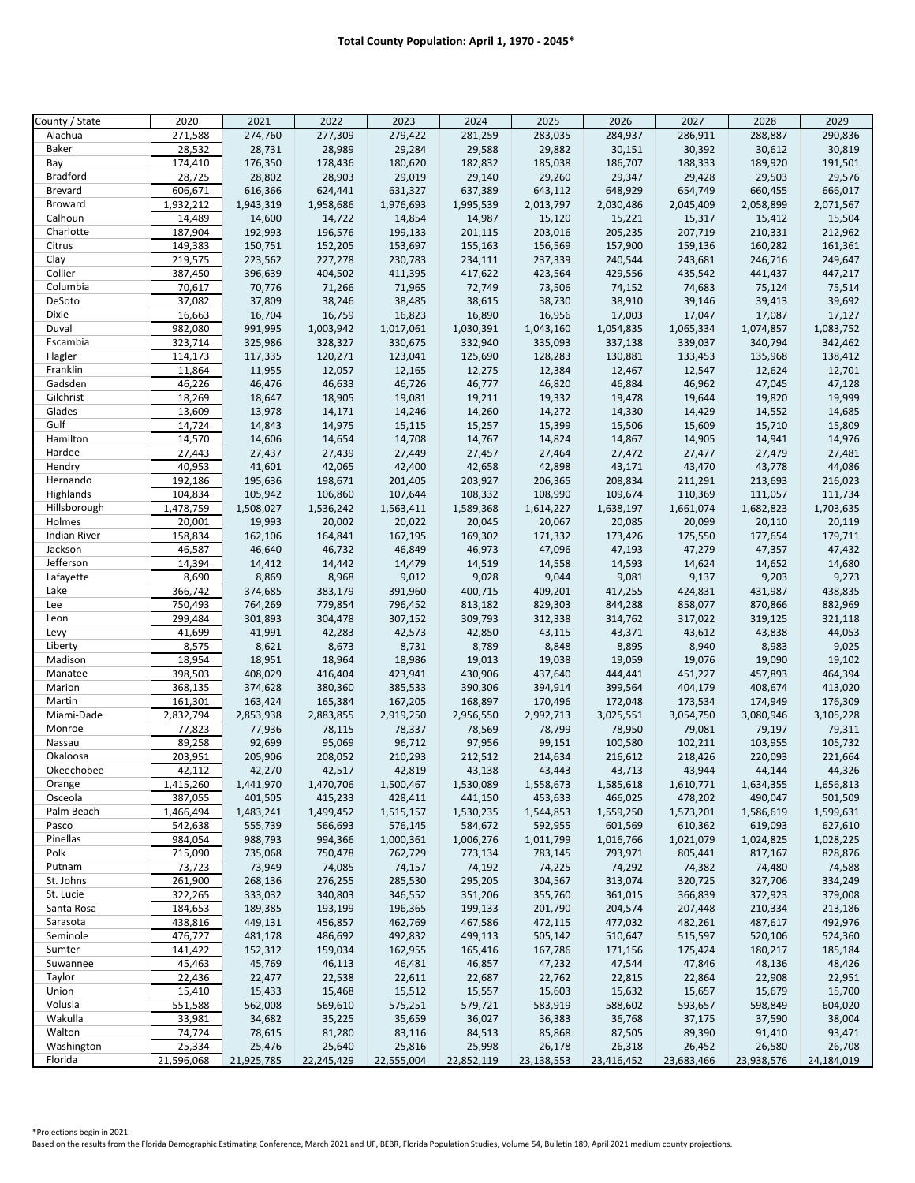**Total County Population: April 1, 1970 - 2045***

| County / State | 2020 | 2021 | 2022 | 2023 | 2024 | 2025 | 2026 | 2027 | 2028 | 2029 |
|---|---|---|---|---|---|---|---|---|---|---|
| Alachua | 271,588 | 274,760 | 277,309 | 279,422 | 281,259 | 283,035 | 284,937 | 286,911 | 288,887 | 290,836 |
| Baker | 28,532 | 28,731 | 28,989 | 29,284 | 29,588 | 29,882 | 30,151 | 30,392 | 30,612 | 30,819 |
| Bay | 174,410 | 176,350 | 178,436 | 180,620 | 182,832 | 185,038 | 186,707 | 188,333 | 189,920 | 191,501 |
| Bradford | 28,725 | 28,802 | 28,903 | 29,019 | 29,140 | 29,260 | 29,347 | 29,428 | 29,503 | 29,576 |
| Brevard | 606,671 | 616,366 | 624,441 | 631,327 | 637,389 | 643,112 | 648,929 | 654,749 | 660,455 | 666,017 |
| Broward | 1,932,212 | 1,943,319 | 1,958,686 | 1,976,693 | 1,995,539 | 2,013,797 | 2,030,486 | 2,045,409 | 2,058,899 | 2,071,567 |
| Calhoun | 14,489 | 14,600 | 14,722 | 14,854 | 14,987 | 15,120 | 15,221 | 15,317 | 15,412 | 15,504 |
| Charlotte | 187,904 | 192,993 | 196,576 | 199,133 | 201,115 | 203,016 | 205,235 | 207,719 | 210,331 | 212,962 |
| Citrus | 149,383 | 150,751 | 152,205 | 153,697 | 155,163 | 156,569 | 157,900 | 159,136 | 160,282 | 161,361 |
| Clay | 219,575 | 223,562 | 227,278 | 230,783 | 234,111 | 237,339 | 240,544 | 243,681 | 246,716 | 249,647 |
| Collier | 387,450 | 396,639 | 404,502 | 411,395 | 417,622 | 423,564 | 429,556 | 435,542 | 441,437 | 447,217 |
| Columbia | 70,617 | 70,776 | 71,266 | 71,965 | 72,749 | 73,506 | 74,152 | 74,683 | 75,124 | 75,514 |
| DeSoto | 37,082 | 37,809 | 38,246 | 38,485 | 38,615 | 38,730 | 38,910 | 39,146 | 39,413 | 39,692 |
| Dixie | 16,663 | 16,704 | 16,759 | 16,823 | 16,890 | 16,956 | 17,003 | 17,047 | 17,087 | 17,127 |
| Duval | 982,080 | 991,995 | 1,003,942 | 1,017,061 | 1,030,391 | 1,043,160 | 1,054,835 | 1,065,334 | 1,074,857 | 1,083,752 |
| Escambia | 323,714 | 325,986 | 328,327 | 330,675 | 332,940 | 335,093 | 337,138 | 339,037 | 340,794 | 342,462 |
| Flagler | 114,173 | 117,335 | 120,271 | 123,041 | 125,690 | 128,283 | 130,881 | 133,453 | 135,968 | 138,412 |
| Franklin | 11,864 | 11,955 | 12,057 | 12,165 | 12,275 | 12,384 | 12,467 | 12,547 | 12,624 | 12,701 |
| Gadsden | 46,226 | 46,476 | 46,633 | 46,726 | 46,777 | 46,820 | 46,884 | 46,962 | 47,045 | 47,128 |
| Gilchrist | 18,269 | 18,647 | 18,905 | 19,081 | 19,211 | 19,332 | 19,478 | 19,644 | 19,820 | 19,999 |
| Glades | 13,609 | 13,978 | 14,171 | 14,246 | 14,260 | 14,272 | 14,330 | 14,429 | 14,552 | 14,685 |
| Gulf | 14,724 | 14,843 | 14,975 | 15,115 | 15,257 | 15,399 | 15,506 | 15,609 | 15,710 | 15,809 |
| Hamilton | 14,570 | 14,606 | 14,654 | 14,708 | 14,767 | 14,824 | 14,867 | 14,905 | 14,941 | 14,976 |
| Hardee | 27,443 | 27,437 | 27,439 | 27,449 | 27,457 | 27,464 | 27,472 | 27,477 | 27,479 | 27,481 |
| Hendry | 40,953 | 41,601 | 42,065 | 42,400 | 42,658 | 42,898 | 43,171 | 43,470 | 43,778 | 44,086 |
| Hernando | 192,186 | 195,636 | 198,671 | 201,405 | 203,927 | 206,365 | 208,834 | 211,291 | 213,693 | 216,023 |
| Highlands | 104,834 | 105,942 | 106,860 | 107,644 | 108,332 | 108,990 | 109,674 | 110,369 | 111,057 | 111,734 |
| Hillsborough | 1,478,759 | 1,508,027 | 1,536,242 | 1,563,411 | 1,589,368 | 1,614,227 | 1,638,197 | 1,661,074 | 1,682,823 | 1,703,635 |
| Holmes | 20,001 | 19,993 | 20,002 | 20,022 | 20,045 | 20,067 | 20,085 | 20,099 | 20,110 | 20,119 |
| Indian River | 158,834 | 162,106 | 164,841 | 167,195 | 169,302 | 171,332 | 173,426 | 175,550 | 177,654 | 179,711 |
| Jackson | 46,587 | 46,640 | 46,732 | 46,849 | 46,973 | 47,096 | 47,193 | 47,279 | 47,357 | 47,432 |
| Jefferson | 14,394 | 14,412 | 14,442 | 14,479 | 14,519 | 14,558 | 14,593 | 14,624 | 14,652 | 14,680 |
| Lafayette | 8,690 | 8,869 | 8,968 | 9,012 | 9,028 | 9,044 | 9,081 | 9,137 | 9,203 | 9,273 |
| Lake | 366,742 | 374,685 | 383,179 | 391,960 | 400,715 | 409,201 | 417,255 | 424,831 | 431,987 | 438,835 |
| Lee | 750,493 | 764,269 | 779,854 | 796,452 | 813,182 | 829,303 | 844,288 | 858,077 | 870,866 | 882,969 |
| Leon | 299,484 | 301,893 | 304,478 | 307,152 | 309,793 | 312,338 | 314,762 | 317,022 | 319,125 | 321,118 |
| Levy | 41,699 | 41,991 | 42,283 | 42,573 | 42,850 | 43,115 | 43,371 | 43,612 | 43,838 | 44,053 |
| Liberty | 8,575 | 8,621 | 8,673 | 8,731 | 8,789 | 8,848 | 8,895 | 8,940 | 8,983 | 9,025 |
| Madison | 18,954 | 18,951 | 18,964 | 18,986 | 19,013 | 19,038 | 19,059 | 19,076 | 19,090 | 19,102 |
| Manatee | 398,503 | 408,029 | 416,404 | 423,941 | 430,906 | 437,640 | 444,441 | 451,227 | 457,893 | 464,394 |
| Marion | 368,135 | 374,628 | 380,360 | 385,533 | 390,306 | 394,914 | 399,564 | 404,179 | 408,674 | 413,020 |
| Martin | 161,301 | 163,424 | 165,384 | 167,205 | 168,897 | 170,496 | 172,048 | 173,534 | 174,949 | 176,309 |
| Miami-Dade | 2,832,794 | 2,853,938 | 2,883,855 | 2,919,250 | 2,956,550 | 2,992,713 | 3,025,551 | 3,054,750 | 3,080,946 | 3,105,228 |
| Monroe | 77,823 | 77,936 | 78,115 | 78,337 | 78,569 | 78,799 | 78,950 | 79,081 | 79,197 | 79,311 |
| Nassau | 89,258 | 92,699 | 95,069 | 96,712 | 97,956 | 99,151 | 100,580 | 102,211 | 103,955 | 105,732 |
| Okaloosa | 203,951 | 205,906 | 208,052 | 210,293 | 212,512 | 214,634 | 216,612 | 218,426 | 220,093 | 221,664 |
| Okeechobee | 42,112 | 42,270 | 42,517 | 42,819 | 43,138 | 43,443 | 43,713 | 43,944 | 44,144 | 44,326 |
| Orange | 1,415,260 | 1,441,970 | 1,470,706 | 1,500,467 | 1,530,089 | 1,558,673 | 1,585,618 | 1,610,771 | 1,634,355 | 1,656,813 |
| Osceola | 387,055 | 401,505 | 415,233 | 428,411 | 441,150 | 453,633 | 466,025 | 478,202 | 490,047 | 501,509 |
| Palm Beach | 1,466,494 | 1,483,241 | 1,499,452 | 1,515,157 | 1,530,235 | 1,544,853 | 1,559,250 | 1,573,201 | 1,586,619 | 1,599,631 |
| Pasco | 542,638 | 555,739 | 566,693 | 576,145 | 584,672 | 592,955 | 601,569 | 610,362 | 619,093 | 627,610 |
| Pinellas | 984,054 | 988,793 | 994,366 | 1,000,361 | 1,006,276 | 1,011,799 | 1,016,766 | 1,021,079 | 1,024,825 | 1,028,225 |
| Polk | 715,090 | 735,068 | 750,478 | 762,729 | 773,134 | 783,145 | 793,971 | 805,441 | 817,167 | 828,876 |
| Putnam | 73,723 | 73,949 | 74,085 | 74,157 | 74,192 | 74,225 | 74,292 | 74,382 | 74,480 | 74,588 |
| St. Johns | 261,900 | 268,136 | 276,255 | 285,530 | 295,205 | 304,567 | 313,074 | 320,725 | 327,706 | 334,249 |
| St. Lucie | 322,265 | 333,032 | 340,803 | 346,552 | 351,206 | 355,760 | 361,015 | 366,839 | 372,923 | 379,008 |
| Santa Rosa | 184,653 | 189,385 | 193,199 | 196,365 | 199,133 | 201,790 | 204,574 | 207,448 | 210,334 | 213,186 |
| Sarasota | 438,816 | 449,131 | 456,857 | 462,769 | 467,586 | 472,115 | 477,032 | 482,261 | 487,617 | 492,976 |
| Seminole | 476,727 | 481,178 | 486,692 | 492,832 | 499,113 | 505,142 | 510,647 | 515,597 | 520,106 | 524,360 |
| Sumter | 141,422 | 152,312 | 159,034 | 162,955 | 165,416 | 167,786 | 171,156 | 175,424 | 180,217 | 185,184 |
| Suwannee | 45,463 | 45,769 | 46,113 | 46,481 | 46,857 | 47,232 | 47,544 | 47,846 | 48,136 | 48,426 |
| Taylor | 22,436 | 22,477 | 22,538 | 22,611 | 22,687 | 22,762 | 22,815 | 22,864 | 22,908 | 22,951 |
| Union | 15,410 | 15,433 | 15,468 | 15,512 | 15,557 | 15,603 | 15,632 | 15,657 | 15,679 | 15,700 |
| Volusia | 551,588 | 562,008 | 569,610 | 575,251 | 579,721 | 583,919 | 588,602 | 593,657 | 598,849 | 604,020 |
| Wakulla | 33,981 | 34,682 | 35,225 | 35,659 | 36,027 | 36,383 | 36,768 | 37,175 | 37,590 | 38,004 |
| Walton | 74,724 | 78,615 | 81,280 | 83,116 | 84,513 | 85,868 | 87,505 | 89,390 | 91,410 | 93,471 |
| Washington | 25,334 | 25,476 | 25,640 | 25,816 | 25,998 | 26,178 | 26,318 | 26,452 | 26,580 | 26,708 |
| Florida | 21,596,068 | 21,925,785 | 22,245,429 | 22,555,004 | 22,852,119 | 23,138,553 | 23,416,452 | 23,683,466 | 23,938,576 | 24,184,019 |

*Projections begin in 2021.
Based on the results from the Florida Demographic Estimating Conference, March 2021 and UF, BEBR, Florida Population Studies, Volume 54, Bulletin 189, April 2021 medium county projections.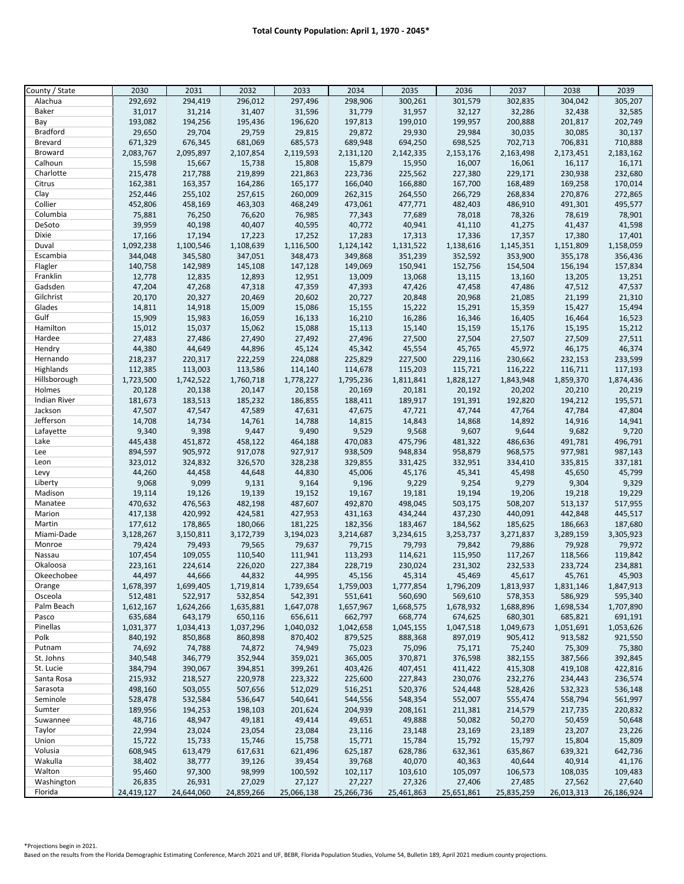# Total County Population: April 1, 1970 - 2045*

| County / State | 2030 | 2031 | 2032 | 2033 | 2034 | 2035 | 2036 | 2037 | 2038 | 2039 |
|---|---|---|---|---|---|---|---|---|---|---|
| Alachua | 292,692 | 294,419 | 296,012 | 297,496 | 298,906 | 300,261 | 301,579 | 302,835 | 304,042 | 305,207 |
| Baker | 31,017 | 31,214 | 31,407 | 31,596 | 31,779 | 31,957 | 32,127 | 32,286 | 32,438 | 32,585 |
| Bay | 193,082 | 194,256 | 195,436 | 196,620 | 197,813 | 199,010 | 199,957 | 200,888 | 201,817 | 202,749 |
| Bradford | 29,650 | 29,704 | 29,759 | 29,815 | 29,872 | 29,930 | 29,984 | 30,035 | 30,085 | 30,137 |
| Brevard | 671,329 | 676,345 | 681,069 | 685,573 | 689,948 | 694,250 | 698,525 | 702,713 | 706,831 | 710,888 |
| Broward | 2,083,767 | 2,095,897 | 2,107,854 | 2,119,593 | 2,131,120 | 2,142,335 | 2,153,176 | 2,163,498 | 2,173,451 | 2,183,162 |
| Calhoun | 15,598 | 15,667 | 15,738 | 15,808 | 15,879 | 15,950 | 16,007 | 16,061 | 16,117 | 16,171 |
| Charlotte | 215,478 | 217,788 | 219,899 | 221,863 | 223,736 | 225,562 | 227,380 | 229,171 | 230,938 | 232,680 |
| Citrus | 162,381 | 163,357 | 164,286 | 165,177 | 166,040 | 166,880 | 167,700 | 168,489 | 169,258 | 170,014 |
| Clay | 252,446 | 255,102 | 257,615 | 260,009 | 262,315 | 264,550 | 266,729 | 268,834 | 270,876 | 272,865 |
| Collier | 452,806 | 458,169 | 463,303 | 468,249 | 473,061 | 477,771 | 482,403 | 486,910 | 491,301 | 495,577 |
| Columbia | 75,881 | 76,250 | 76,620 | 76,985 | 77,343 | 77,689 | 78,018 | 78,326 | 78,619 | 78,901 |
| DeSoto | 39,959 | 40,198 | 40,407 | 40,595 | 40,772 | 40,941 | 41,110 | 41,275 | 41,437 | 41,598 |
| Dixie | 17,166 | 17,194 | 17,223 | 17,252 | 17,283 | 17,313 | 17,336 | 17,357 | 17,380 | 17,401 |
| Duval | 1,092,238 | 1,100,546 | 1,108,639 | 1,116,500 | 1,124,142 | 1,131,522 | 1,138,616 | 1,145,351 | 1,151,809 | 1,158,059 |
| Escambia | 344,048 | 345,580 | 347,051 | 348,473 | 349,868 | 351,239 | 352,592 | 353,900 | 355,178 | 356,436 |
| Flagler | 140,758 | 142,989 | 145,108 | 147,128 | 149,069 | 150,941 | 152,756 | 154,504 | 156,194 | 157,834 |
| Franklin | 12,778 | 12,835 | 12,893 | 12,951 | 13,009 | 13,068 | 13,115 | 13,160 | 13,205 | 13,251 |
| Gadsden | 47,204 | 47,268 | 47,318 | 47,359 | 47,393 | 47,426 | 47,458 | 47,486 | 47,512 | 47,537 |
| Gilchrist | 20,170 | 20,327 | 20,469 | 20,602 | 20,727 | 20,848 | 20,968 | 21,085 | 21,199 | 21,310 |
| Glades | 14,811 | 14,918 | 15,009 | 15,086 | 15,155 | 15,222 | 15,291 | 15,359 | 15,427 | 15,494 |
| Gulf | 15,909 | 15,983 | 16,059 | 16,133 | 16,210 | 16,286 | 16,346 | 16,405 | 16,464 | 16,523 |
| Hamilton | 15,012 | 15,037 | 15,062 | 15,088 | 15,113 | 15,140 | 15,159 | 15,176 | 15,195 | 15,212 |
| Hardee | 27,483 | 27,486 | 27,490 | 27,492 | 27,496 | 27,500 | 27,504 | 27,507 | 27,509 | 27,511 |
| Hendry | 44,380 | 44,649 | 44,896 | 45,124 | 45,342 | 45,554 | 45,765 | 45,972 | 46,175 | 46,374 |
| Hernando | 218,237 | 220,317 | 222,259 | 224,088 | 225,829 | 227,500 | 229,116 | 230,662 | 232,153 | 233,599 |
| Highlands | 112,385 | 113,003 | 113,586 | 114,140 | 114,678 | 115,203 | 115,721 | 116,222 | 116,711 | 117,193 |
| Hillsborough | 1,723,500 | 1,742,522 | 1,760,718 | 1,778,227 | 1,795,236 | 1,811,841 | 1,828,127 | 1,843,948 | 1,859,370 | 1,874,436 |
| Holmes | 20,128 | 20,138 | 20,147 | 20,158 | 20,169 | 20,181 | 20,192 | 20,202 | 20,210 | 20,219 |
| Indian River | 181,673 | 183,513 | 185,232 | 186,855 | 188,411 | 189,917 | 191,391 | 192,820 | 194,212 | 195,571 |
| Jackson | 47,507 | 47,547 | 47,589 | 47,631 | 47,675 | 47,721 | 47,744 | 47,764 | 47,784 | 47,804 |
| Jefferson | 14,708 | 14,734 | 14,761 | 14,788 | 14,815 | 14,843 | 14,868 | 14,892 | 14,916 | 14,941 |
| Lafayette | 9,340 | 9,398 | 9,447 | 9,490 | 9,529 | 9,568 | 9,607 | 9,644 | 9,682 | 9,720 |
| Lake | 445,438 | 451,872 | 458,122 | 464,188 | 470,083 | 475,796 | 481,322 | 486,636 | 491,781 | 496,791 |
| Lee | 894,597 | 905,972 | 917,078 | 927,917 | 938,509 | 948,834 | 958,879 | 968,575 | 977,981 | 987,143 |
| Leon | 323,012 | 324,832 | 326,570 | 328,238 | 329,855 | 331,425 | 332,951 | 334,410 | 335,815 | 337,181 |
| Levy | 44,260 | 44,458 | 44,648 | 44,830 | 45,006 | 45,176 | 45,341 | 45,498 | 45,650 | 45,799 |
| Liberty | 9,068 | 9,099 | 9,131 | 9,164 | 9,196 | 9,229 | 9,254 | 9,279 | 9,304 | 9,329 |
| Madison | 19,114 | 19,126 | 19,139 | 19,152 | 19,167 | 19,181 | 19,194 | 19,206 | 19,218 | 19,229 |
| Manatee | 470,632 | 476,563 | 482,198 | 487,607 | 492,870 | 498,045 | 503,175 | 508,207 | 513,137 | 517,955 |
| Marion | 417,138 | 420,992 | 424,581 | 427,953 | 431,163 | 434,244 | 437,230 | 440,091 | 442,848 | 445,517 |
| Martin | 177,612 | 178,865 | 180,066 | 181,225 | 182,356 | 183,467 | 184,562 | 185,625 | 186,663 | 187,680 |
| Miami-Dade | 3,128,267 | 3,150,811 | 3,172,739 | 3,194,023 | 3,214,687 | 3,234,615 | 3,253,737 | 3,271,837 | 3,289,159 | 3,305,923 |
| Monroe | 79,424 | 79,493 | 79,565 | 79,637 | 79,715 | 79,793 | 79,842 | 79,886 | 79,928 | 79,972 |
| Nassau | 107,454 | 109,055 | 110,540 | 111,941 | 113,293 | 114,621 | 115,950 | 117,267 | 118,566 | 119,842 |
| Okaloosa | 223,161 | 224,614 | 226,020 | 227,384 | 228,719 | 230,024 | 231,302 | 232,533 | 233,724 | 234,881 |
| Okeechobee | 44,497 | 44,666 | 44,832 | 44,995 | 45,156 | 45,314 | 45,469 | 45,617 | 45,761 | 45,903 |
| Orange | 1,678,397 | 1,699,405 | 1,719,814 | 1,739,654 | 1,759,003 | 1,777,854 | 1,796,209 | 1,813,937 | 1,831,146 | 1,847,913 |
| Osceola | 512,481 | 522,917 | 532,854 | 542,391 | 551,641 | 560,690 | 569,610 | 578,353 | 586,929 | 595,340 |
| Palm Beach | 1,612,167 | 1,624,266 | 1,635,881 | 1,647,078 | 1,657,967 | 1,668,575 | 1,678,932 | 1,688,896 | 1,698,534 | 1,707,890 |
| Pasco | 635,684 | 643,179 | 650,116 | 656,611 | 662,797 | 668,774 | 674,625 | 680,301 | 685,821 | 691,191 |
| Pinellas | 1,031,377 | 1,034,413 | 1,037,296 | 1,040,032 | 1,042,658 | 1,045,155 | 1,047,518 | 1,049,673 | 1,051,691 | 1,053,626 |
| Polk | 840,192 | 850,868 | 860,898 | 870,402 | 879,525 | 888,368 | 897,019 | 905,412 | 913,582 | 921,550 |
| Putnam | 74,692 | 74,788 | 74,872 | 74,949 | 75,023 | 75,096 | 75,171 | 75,240 | 75,309 | 75,380 |
| St. Johns | 340,548 | 346,779 | 352,944 | 359,021 | 365,005 | 370,871 | 376,598 | 382,155 | 387,566 | 392,845 |
| St. Lucie | 384,794 | 390,067 | 394,851 | 399,261 | 403,426 | 407,451 | 411,422 | 415,308 | 419,108 | 422,816 |
| Santa Rosa | 215,932 | 218,527 | 220,978 | 223,322 | 225,600 | 227,843 | 230,076 | 232,276 | 234,443 | 236,574 |
| Sarasota | 498,160 | 503,055 | 507,656 | 512,029 | 516,251 | 520,376 | 524,448 | 528,426 | 532,323 | 536,148 |
| Seminole | 528,478 | 532,584 | 536,647 | 540,641 | 544,556 | 548,354 | 552,007 | 555,474 | 558,794 | 561,997 |
| Sumter | 189,956 | 194,253 | 198,103 | 201,624 | 204,939 | 208,161 | 211,381 | 214,579 | 217,735 | 220,832 |
| Suwannee | 48,716 | 48,947 | 49,181 | 49,414 | 49,651 | 49,888 | 50,082 | 50,270 | 50,459 | 50,648 |
| Taylor | 22,994 | 23,024 | 23,054 | 23,084 | 23,116 | 23,148 | 23,169 | 23,189 | 23,207 | 23,226 |
| Union | 15,722 | 15,733 | 15,746 | 15,758 | 15,771 | 15,784 | 15,792 | 15,797 | 15,804 | 15,809 |
| Volusia | 608,945 | 613,479 | 617,631 | 621,496 | 625,187 | 628,786 | 632,361 | 635,867 | 639,321 | 642,736 |
| Wakulla | 38,402 | 38,777 | 39,126 | 39,454 | 39,768 | 40,070 | 40,363 | 40,644 | 40,914 | 41,176 |
| Walton | 95,460 | 97,300 | 98,999 | 100,592 | 102,117 | 103,610 | 105,097 | 106,573 | 108,035 | 109,483 |
| Washington | 26,835 | 26,931 | 27,029 | 27,127 | 27,227 | 27,326 | 27,406 | 27,485 | 27,562 | 27,640 |
| Florida | 24,419,127 | 24,644,060 | 24,859,266 | 25,066,138 | 25,266,736 | 25,461,863 | 25,651,861 | 25,835,259 | 26,013,313 | 26,186,924 |

*Projections begin in 2021.

Based on the results from the Florida Demographic Estimating Conference, March 2021 and UF, BEBR, Florida Population Studies, Volume 54, Bulletin 189, April 2021 medium county projections.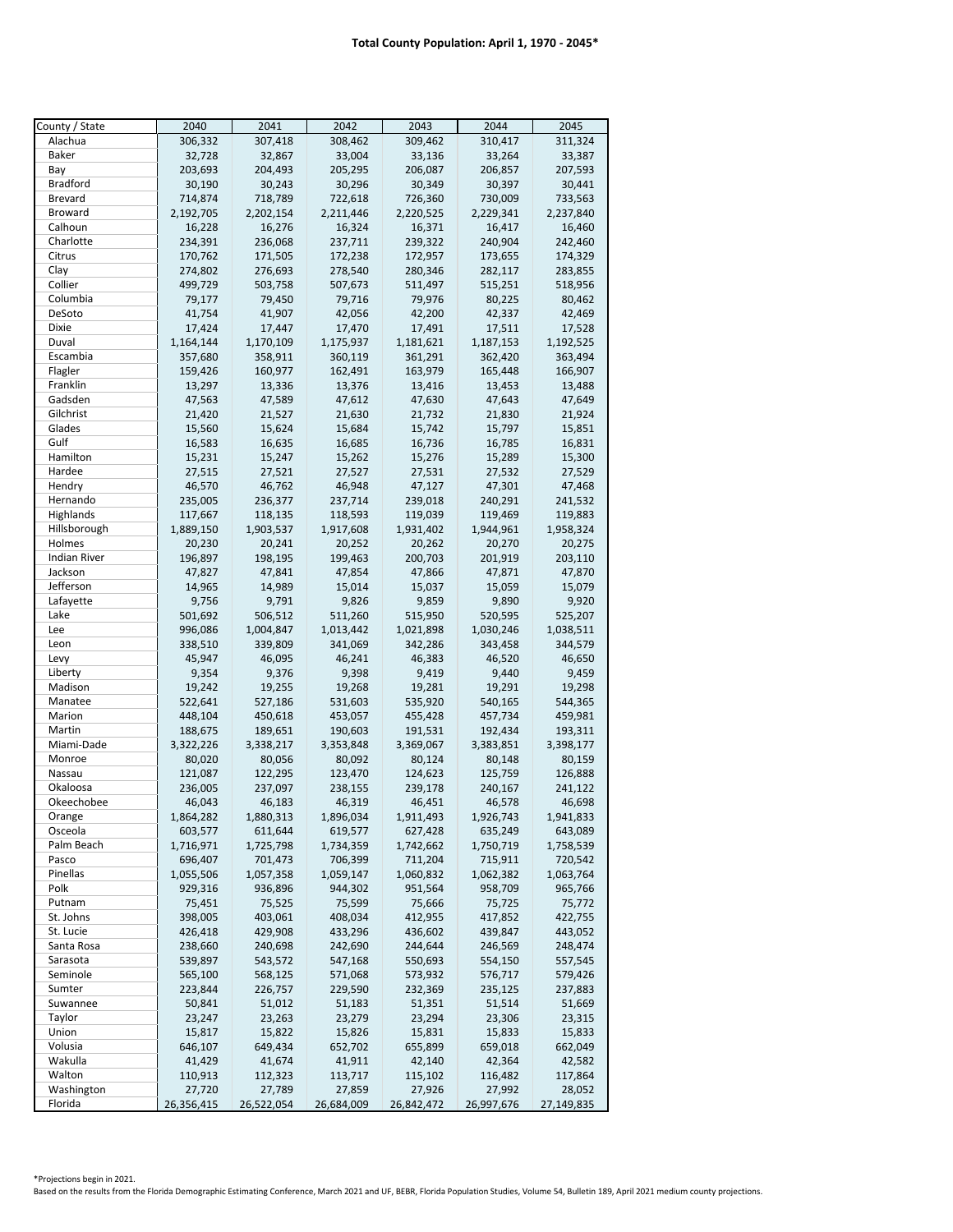**Total County Population: April 1, 1970 - 2045***

| County / State | 2040 | 2041 | 2042 | 2043 | 2044 | 2045 |
|---|---|---|---|---|---|---|
| Alachua | 306,332 | 307,418 | 308,462 | 309,462 | 310,417 | 311,324 |
| Baker | 32,728 | 32,867 | 33,004 | 33,136 | 33,264 | 33,387 |
| Bay | 203,693 | 204,493 | 205,295 | 206,087 | 206,857 | 207,593 |
| Bradford | 30,190 | 30,243 | 30,296 | 30,349 | 30,397 | 30,441 |
| Brevard | 714,874 | 718,789 | 722,618 | 726,360 | 730,009 | 733,563 |
| Broward | 2,192,705 | 2,202,154 | 2,211,446 | 2,220,525 | 2,229,341 | 2,237,840 |
| Calhoun | 16,228 | 16,276 | 16,324 | 16,371 | 16,417 | 16,460 |
| Charlotte | 234,391 | 236,068 | 237,711 | 239,322 | 240,904 | 242,460 |
| Citrus | 170,762 | 171,505 | 172,238 | 172,957 | 173,655 | 174,329 |
| Clay | 274,802 | 276,693 | 278,540 | 280,346 | 282,117 | 283,855 |
| Collier | 499,729 | 503,758 | 507,673 | 511,497 | 515,251 | 518,956 |
| Columbia | 79,177 | 79,450 | 79,716 | 79,976 | 80,225 | 80,462 |
| DeSoto | 41,754 | 41,907 | 42,056 | 42,200 | 42,337 | 42,469 |
| Dixie | 17,424 | 17,447 | 17,470 | 17,491 | 17,511 | 17,528 |
| Duval | 1,164,144 | 1,170,109 | 1,175,937 | 1,181,621 | 1,187,153 | 1,192,525 |
| Escambia | 357,680 | 358,911 | 360,119 | 361,291 | 362,420 | 363,494 |
| Flagler | 159,426 | 160,977 | 162,491 | 163,979 | 165,448 | 166,907 |
| Franklin | 13,297 | 13,336 | 13,376 | 13,416 | 13,453 | 13,488 |
| Gadsden | 47,563 | 47,589 | 47,612 | 47,630 | 47,643 | 47,649 |
| Gilchrist | 21,420 | 21,527 | 21,630 | 21,732 | 21,830 | 21,924 |
| Glades | 15,560 | 15,624 | 15,684 | 15,742 | 15,797 | 15,851 |
| Gulf | 16,583 | 16,635 | 16,685 | 16,736 | 16,785 | 16,831 |
| Hamilton | 15,231 | 15,247 | 15,262 | 15,276 | 15,289 | 15,300 |
| Hardee | 27,515 | 27,521 | 27,527 | 27,531 | 27,532 | 27,529 |
| Hendry | 46,570 | 46,762 | 46,948 | 47,127 | 47,301 | 47,468 |
| Hernando | 235,005 | 236,377 | 237,714 | 239,018 | 240,291 | 241,532 |
| Highlands | 117,667 | 118,135 | 118,593 | 119,039 | 119,469 | 119,883 |
| Hillsborough | 1,889,150 | 1,903,537 | 1,917,608 | 1,931,402 | 1,944,961 | 1,958,324 |
| Holmes | 20,230 | 20,241 | 20,252 | 20,262 | 20,270 | 20,275 |
| Indian River | 196,897 | 198,195 | 199,463 | 200,703 | 201,919 | 203,110 |
| Jackson | 47,827 | 47,841 | 47,854 | 47,866 | 47,871 | 47,870 |
| Jefferson | 14,965 | 14,989 | 15,014 | 15,037 | 15,059 | 15,079 |
| Lafayette | 9,756 | 9,791 | 9,826 | 9,859 | 9,890 | 9,920 |
| Lake | 501,692 | 506,512 | 511,260 | 515,950 | 520,595 | 525,207 |
| Lee | 996,086 | 1,004,847 | 1,013,442 | 1,021,898 | 1,030,246 | 1,038,511 |
| Leon | 338,510 | 339,809 | 341,069 | 342,286 | 343,458 | 344,579 |
| Levy | 45,947 | 46,095 | 46,241 | 46,383 | 46,520 | 46,650 |
| Liberty | 9,354 | 9,376 | 9,398 | 9,419 | 9,440 | 9,459 |
| Madison | 19,242 | 19,255 | 19,268 | 19,281 | 19,291 | 19,298 |
| Manatee | 522,641 | 527,186 | 531,603 | 535,920 | 540,165 | 544,365 |
| Marion | 448,104 | 450,618 | 453,057 | 455,428 | 457,734 | 459,981 |
| Martin | 188,675 | 189,651 | 190,603 | 191,531 | 192,434 | 193,311 |
| Miami-Dade | 3,322,226 | 3,338,217 | 3,353,848 | 3,369,067 | 3,383,851 | 3,398,177 |
| Monroe | 80,020 | 80,056 | 80,092 | 80,124 | 80,148 | 80,159 |
| Nassau | 121,087 | 122,295 | 123,470 | 124,623 | 125,759 | 126,888 |
| Okaloosa | 236,005 | 237,097 | 238,155 | 239,178 | 240,167 | 241,122 |
| Okeechobee | 46,043 | 46,183 | 46,319 | 46,451 | 46,578 | 46,698 |
| Orange | 1,864,282 | 1,880,313 | 1,896,034 | 1,911,493 | 1,926,743 | 1,941,833 |
| Osceola | 603,577 | 611,644 | 619,577 | 627,428 | 635,249 | 643,089 |
| Palm Beach | 1,716,971 | 1,725,798 | 1,734,359 | 1,742,662 | 1,750,719 | 1,758,539 |
| Pasco | 696,407 | 701,473 | 706,399 | 711,204 | 715,911 | 720,542 |
| Pinellas | 1,055,506 | 1,057,358 | 1,059,147 | 1,060,832 | 1,062,382 | 1,063,764 |
| Polk | 929,316 | 936,896 | 944,302 | 951,564 | 958,709 | 965,766 |
| Putnam | 75,451 | 75,525 | 75,599 | 75,666 | 75,725 | 75,772 |
| St. Johns | 398,005 | 403,061 | 408,034 | 412,955 | 417,852 | 422,755 |
| St. Lucie | 426,418 | 429,908 | 433,296 | 436,602 | 439,847 | 443,052 |
| Santa Rosa | 238,660 | 240,698 | 242,690 | 244,644 | 246,569 | 248,474 |
| Sarasota | 539,897 | 543,572 | 547,168 | 550,693 | 554,150 | 557,545 |
| Seminole | 565,100 | 568,125 | 571,068 | 573,932 | 576,717 | 579,426 |
| Sumter | 223,844 | 226,757 | 229,590 | 232,369 | 235,125 | 237,883 |
| Suwannee | 50,841 | 51,012 | 51,183 | 51,351 | 51,514 | 51,669 |
| Taylor | 23,247 | 23,263 | 23,279 | 23,294 | 23,306 | 23,315 |
| Union | 15,817 | 15,822 | 15,826 | 15,831 | 15,833 | 15,833 |
| Volusia | 646,107 | 649,434 | 652,702 | 655,899 | 659,018 | 662,049 |
| Wakulla | 41,429 | 41,674 | 41,911 | 42,140 | 42,364 | 42,582 |
| Walton | 110,913 | 112,323 | 113,717 | 115,102 | 116,482 | 117,864 |
| Washington | 27,720 | 27,789 | 27,859 | 27,926 | 27,992 | 28,052 |
| Florida | 26,356,415 | 26,522,054 | 26,684,009 | 26,842,472 | 26,997,676 | 27,149,835 |

*Projections begin in 2021.
Based on the results from the Florida Demographic Estimating Conference, March 2021 and UF, BEBR, Florida Population Studies, Volume 54, Bulletin 189, April 2021 medium county projections.